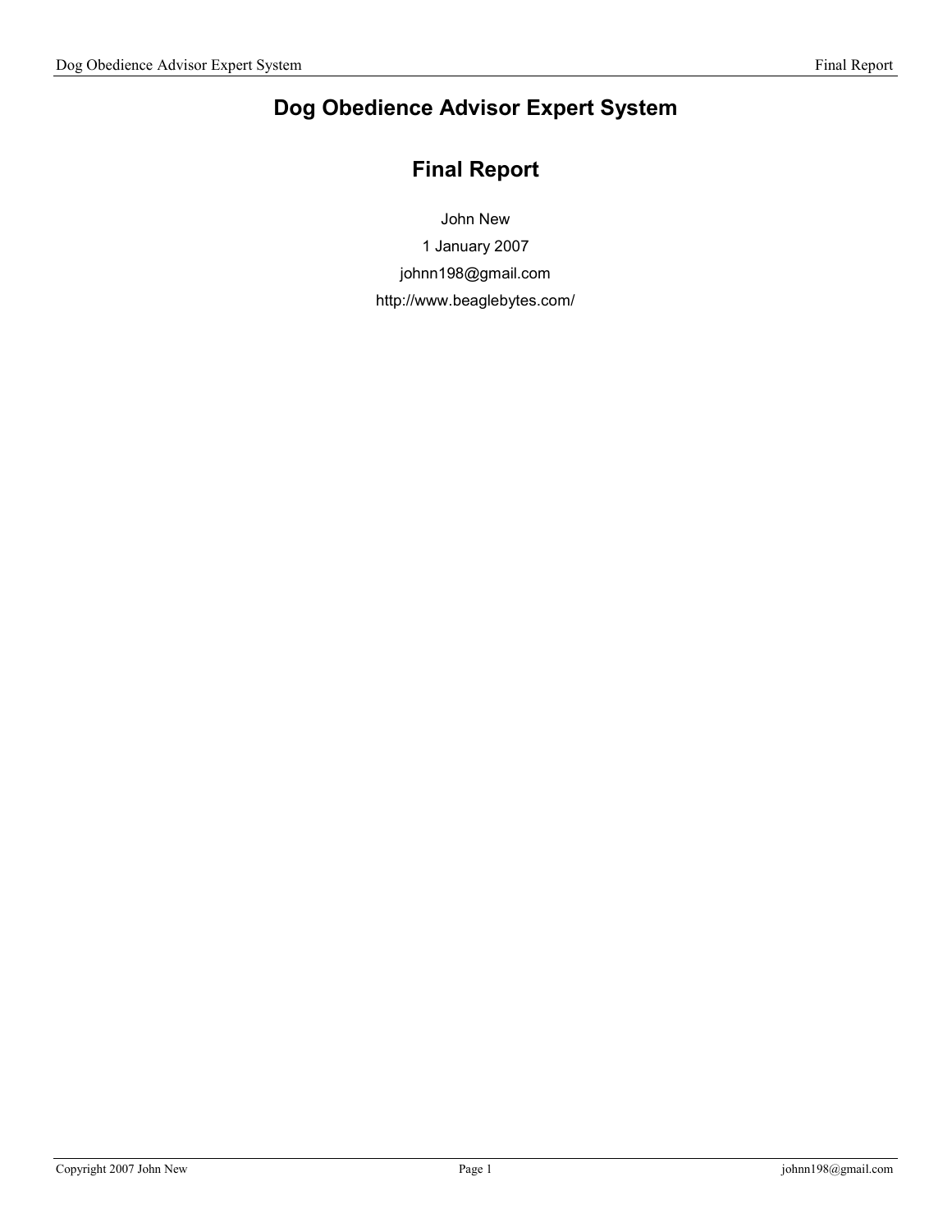# Dog Obedience Advisor Expert System

## Final Report

John New

1 January 2007

johnn198@gmail.com

http://www.beaglebytes.com/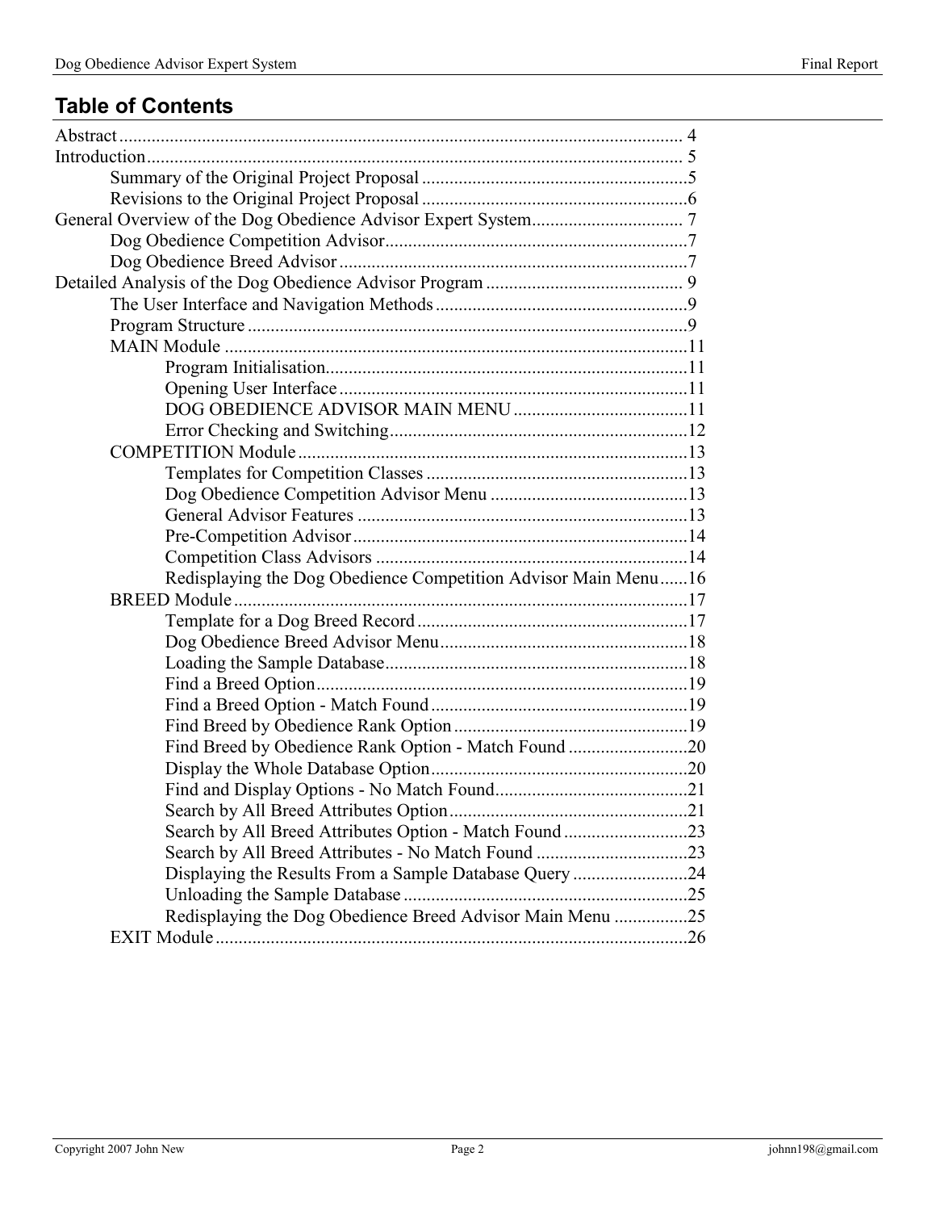## Table of Contents

Abstract ........................................................................................................... 4
Introduction ..................................................................................................... 5
- Summary of the Original Project Proposal ..........................................................5
- Revisions to the Original Project Proposal ..........................................................6

General Overview of the Dog Obedience Advisor Expert System................................. 7
- Dog Obedience Competition Advisor..................................................................7
- Dog Obedience Breed Advisor ...........................................................................7

Detailed Analysis of the Dog Obedience Advisor Program .......................................... 9
- The User Interface and Navigation Methods.......................................................9
- Program Structure ...............................................................................................9
- MAIN Module ....................................................................................................11
    - Program Initialisation..............................................................................11
    - Opening User Interface ...........................................................................11
    - DOG OBEDIENCE ADVISOR MAIN MENU ......................................11
    - Error Checking and Switching................................................................12
- COMPETITION Module ....................................................................................13
    - Templates for Competition Classes .........................................................13
    - Dog Obedience Competition Advisor Menu ...........................................13
    - General Advisor Features ........................................................................13
    - Pre-Competition Advisor ........................................................................14
    - Competition Class Advisors ....................................................................14
    - Redisplaying the Dog Obedience Competition Advisor Main Menu......16
- BREED Module ..................................................................................................17
    - Template for a Dog Breed Record ...........................................................17
    - Dog Obedience Breed Advisor Menu......................................................18
    - Loading the Sample Database..................................................................18
    - Find a Breed Option.................................................................................19
    - Find a Breed Option - Match Found ........................................................19
    - Find Breed by Obedience Rank Option ...................................................19
    - Find Breed by Obedience Rank Option - Match Found ..........................20
    - Display the Whole Database Option........................................................20
    - Find and Display Options - No Match Found..........................................21
    - Search by All Breed Attributes Option ....................................................21
    - Search by All Breed Attributes Option - Match Found ...........................23
    - Search by All Breed Attributes - No Match Found .................................23
    - Displaying the Results From a Sample Database Query .........................24
    - Unloading the Sample Database ..............................................................25
    - Redisplaying the Dog Obedience Breed Advisor Main Menu ................25
- EXIT Module ......................................................................................................26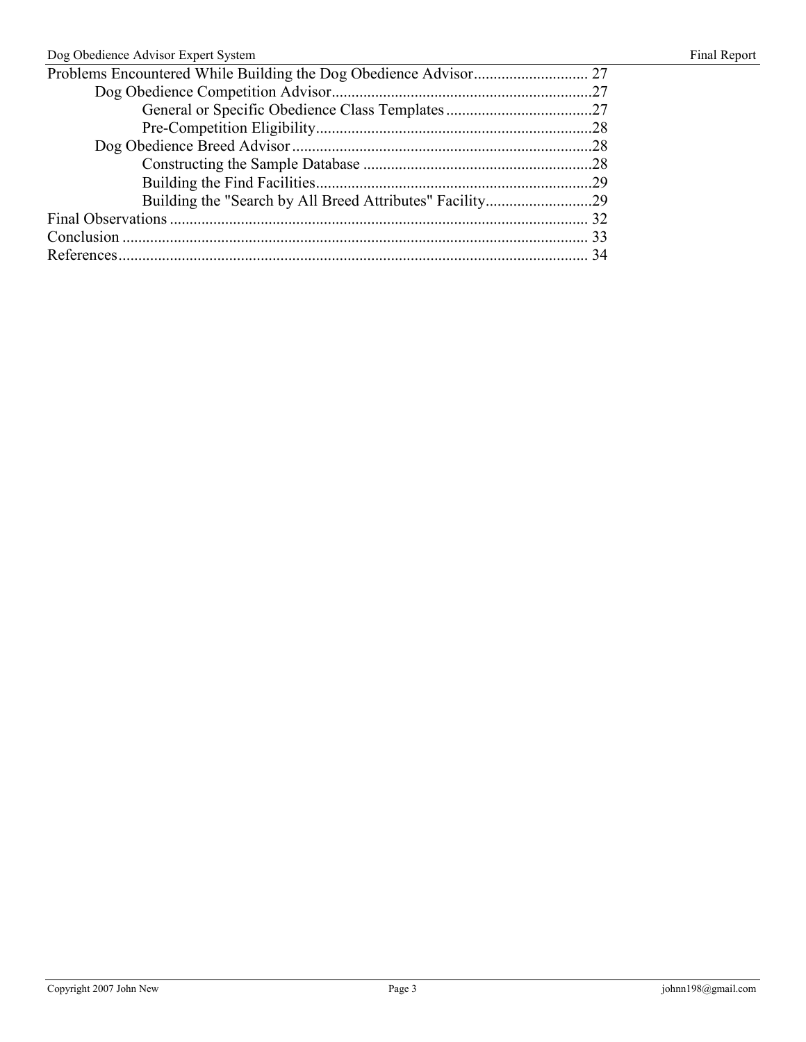Problems Encountered While Building the Dog Obedience Advisor ............................ 27
    Dog Obedience Competition Advisor.................................................................27
        General or Specific Obedience Class Templates.....................................27
        Pre-Competition Eligibility.....................................................................28
    Dog Obedience Breed Advisor...........................................................................28
        Constructing the Sample Database ..........................................................28
        Building the Find Facilities.....................................................................29
        Building the "Search by All Breed Attributes" Facility...........................29
Final Observations ......................................................................................... 32
Conclusion ..................................................................................................... 33
References...................................................................................................... 34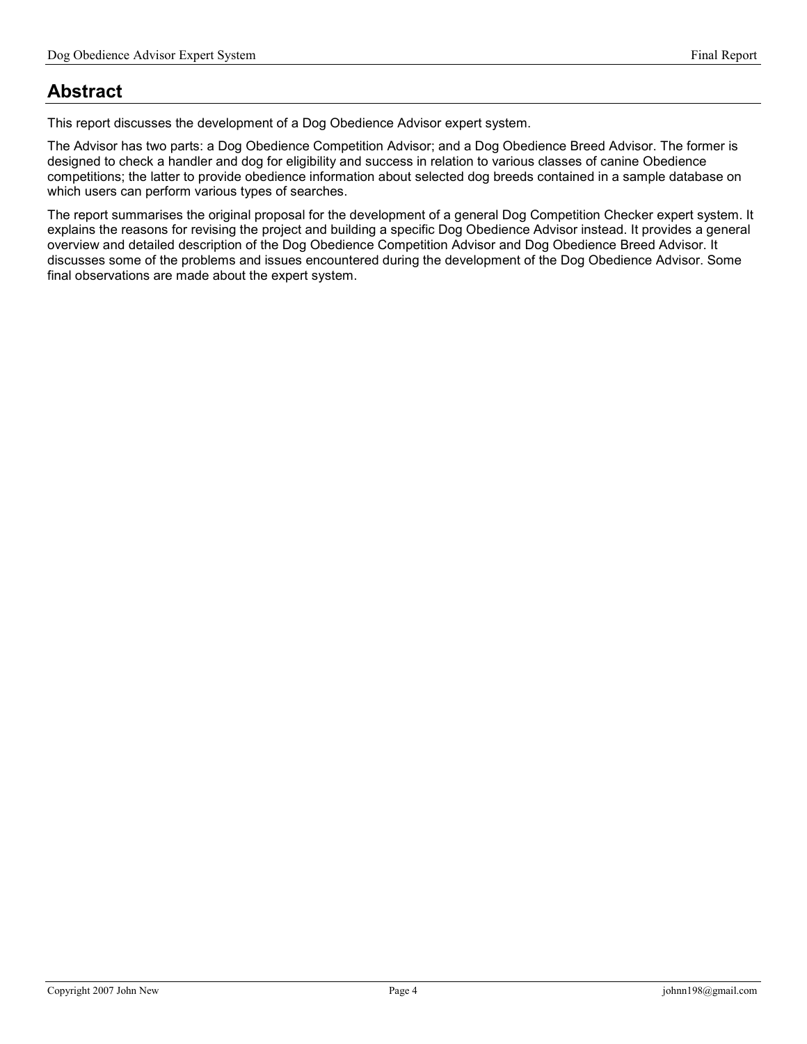# Abstract

This report discusses the development of a Dog Obedience Advisor expert system.

The Advisor has two parts: a Dog Obedience Competition Advisor; and a Dog Obedience Breed Advisor. The former is designed to check a handler and dog for eligibility and success in relation to various classes of canine Obedience competitions; the latter to provide obedience information about selected dog breeds contained in a sample database on which users can perform various types of searches.

The report summarises the original proposal for the development of a general Dog Competition Checker expert system. It explains the reasons for revising the project and building a specific Dog Obedience Advisor instead. It provides a general overview and detailed description of the Dog Obedience Competition Advisor and Dog Obedience Breed Advisor. It discusses some of the problems and issues encountered during the development of the Dog Obedience Advisor. Some final observations are made about the expert system.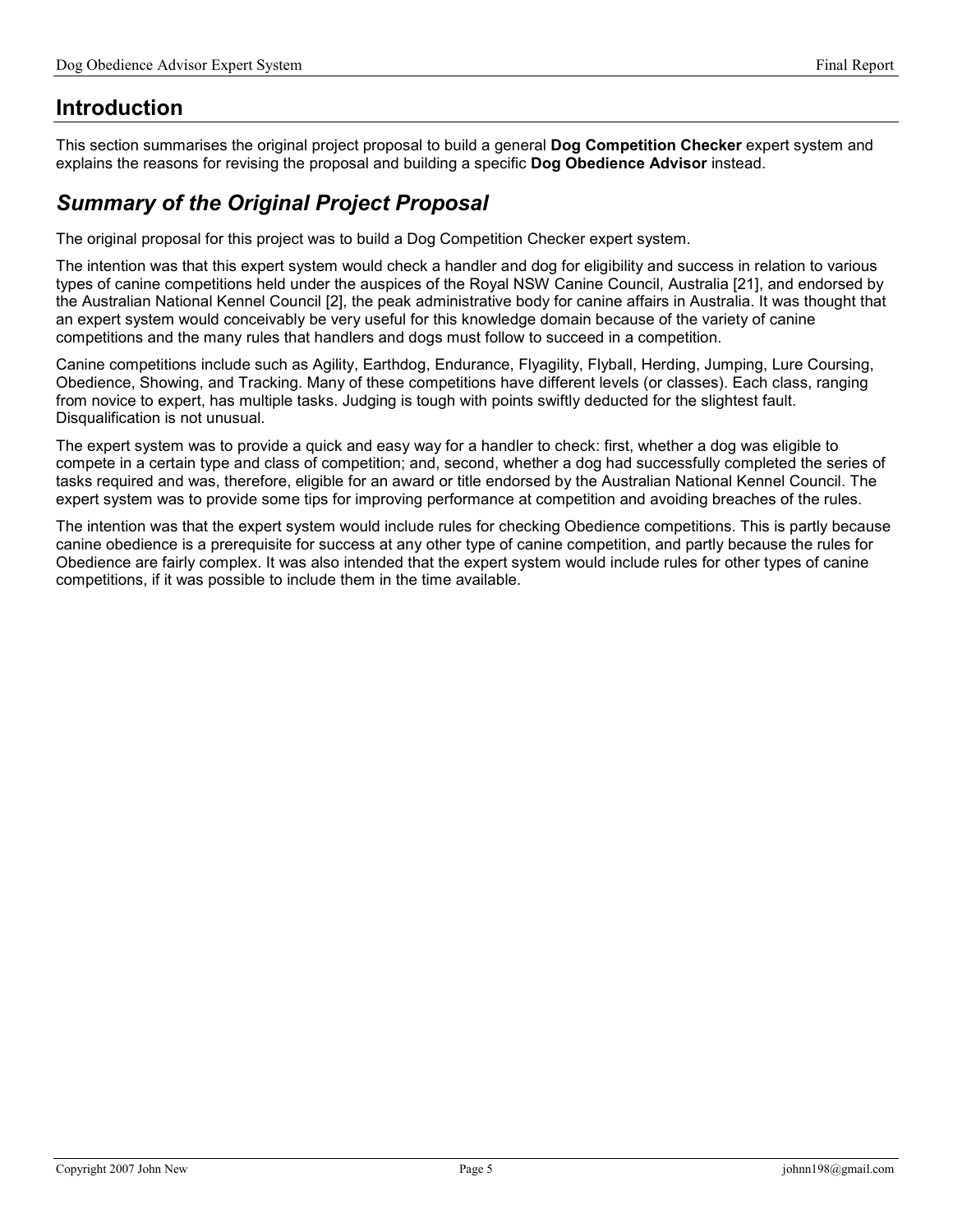# Introduction

This section summarises the original project proposal to build a general **Dog Competition Checker** expert system and explains the reasons for revising the proposal and building a specific **Dog Obedience Advisor** instead.

## *Summary of the Original Project Proposal*

The original proposal for this project was to build a Dog Competition Checker expert system.

The intention was that this expert system would check a handler and dog for eligibility and success in relation to various types of canine competitions held under the auspices of the Royal NSW Canine Council, Australia [21], and endorsed by the Australian National Kennel Council [2], the peak administrative body for canine affairs in Australia. It was thought that an expert system would conceivably be very useful for this knowledge domain because of the variety of canine competitions and the many rules that handlers and dogs must follow to succeed in a competition.

Canine competitions include such as Agility, Earthdog, Endurance, Flyagility, Flyball, Herding, Jumping, Lure Coursing, Obedience, Showing, and Tracking. Many of these competitions have different levels (or classes). Each class, ranging from novice to expert, has multiple tasks. Judging is tough with points swiftly deducted for the slightest fault. Disqualification is not unusual.

The expert system was to provide a quick and easy way for a handler to check: first, whether a dog was eligible to compete in a certain type and class of competition; and, second, whether a dog had successfully completed the series of tasks required and was, therefore, eligible for an award or title endorsed by the Australian National Kennel Council. The expert system was to provide some tips for improving performance at competition and avoiding breaches of the rules.

The intention was that the expert system would include rules for checking Obedience competitions. This is partly because canine obedience is a prerequisite for success at any other type of canine competition, and partly because the rules for Obedience are fairly complex. It was also intended that the expert system would include rules for other types of canine competitions, if it was possible to include them in the time available.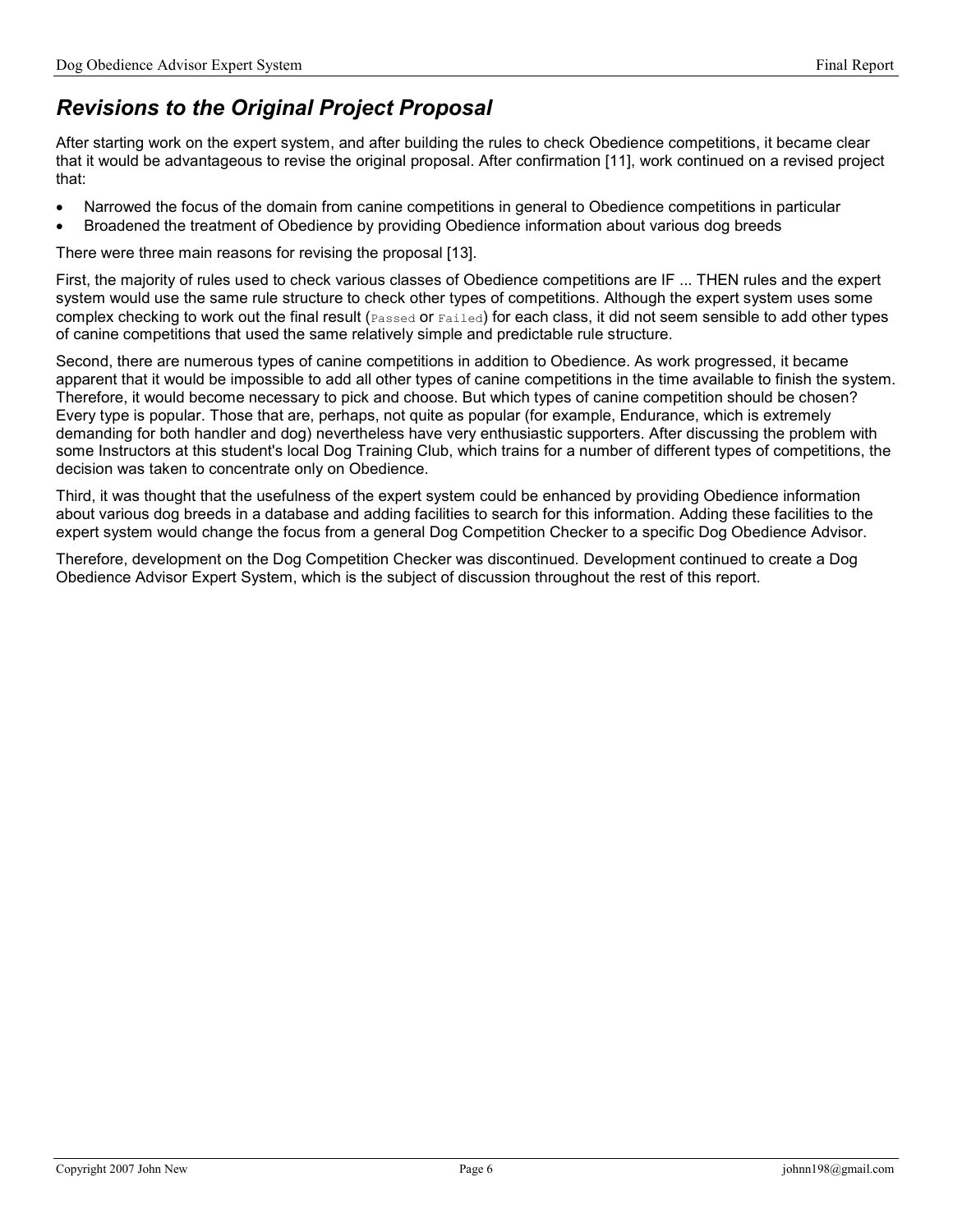## *Revisions to the Original Project Proposal*

After starting work on the expert system, and after building the rules to check Obedience competitions, it became clear that it would be advantageous to revise the original proposal. After confirmation [11], work continued on a revised project that:

- Narrowed the focus of the domain from canine competitions in general to Obedience competitions in particular
- Broadened the treatment of Obedience by providing Obedience information about various dog breeds

There were three main reasons for revising the proposal [13].

First, the majority of rules used to check various classes of Obedience competitions are IF ... THEN rules and the expert system would use the same rule structure to check other types of competitions. Although the expert system uses some complex checking to work out the final result (`Passed` or `Failed`) for each class, it did not seem sensible to add other types of canine competitions that used the same relatively simple and predictable rule structure.

Second, there are numerous types of canine competitions in addition to Obedience. As work progressed, it became apparent that it would be impossible to add all other types of canine competitions in the time available to finish the system. Therefore, it would become necessary to pick and choose. But which types of canine competition should be chosen? Every type is popular. Those that are, perhaps, not quite as popular (for example, Endurance, which is extremely demanding for both handler and dog) nevertheless have very enthusiastic supporters. After discussing the problem with some Instructors at this student's local Dog Training Club, which trains for a number of different types of competitions, the decision was taken to concentrate only on Obedience.

Third, it was thought that the usefulness of the expert system could be enhanced by providing Obedience information about various dog breeds in a database and adding facilities to search for this information. Adding these facilities to the expert system would change the focus from a general Dog Competition Checker to a specific Dog Obedience Advisor.

Therefore, development on the Dog Competition Checker was discontinued. Development continued to create a Dog Obedience Advisor Expert System, which is the subject of discussion throughout the rest of this report.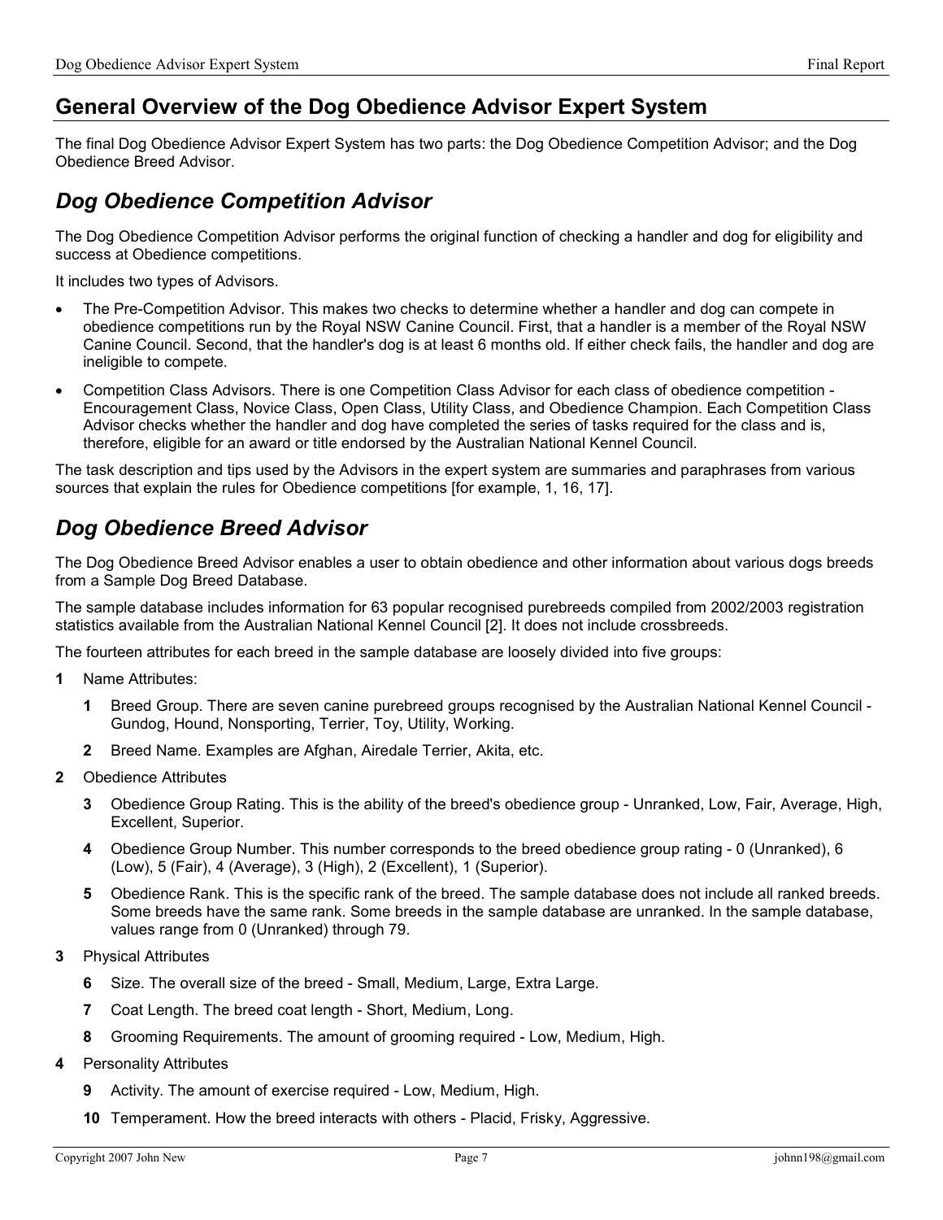## General Overview of the Dog Obedience Advisor Expert System

The final Dog Obedience Advisor Expert System has two parts: the Dog Obedience Competition Advisor; and the Dog Obedience Breed Advisor.

### *Dog Obedience Competition Advisor*

The Dog Obedience Competition Advisor performs the original function of checking a handler and dog for eligibility and success at Obedience competitions.

It includes two types of Advisors.

- The Pre-Competition Advisor. This makes two checks to determine whether a handler and dog can compete in obedience competitions run by the Royal NSW Canine Council. First, that a handler is a member of the Royal NSW Canine Council. Second, that the handler's dog is at least 6 months old. If either check fails, the handler and dog are ineligible to compete.
- Competition Class Advisors. There is one Competition Class Advisor for each class of obedience competition - Encouragement Class, Novice Class, Open Class, Utility Class, and Obedience Champion. Each Competition Class Advisor checks whether the handler and dog have completed the series of tasks required for the class and is, therefore, eligible for an award or title endorsed by the Australian National Kennel Council.

The task description and tips used by the Advisors in the expert system are summaries and paraphrases from various sources that explain the rules for Obedience competitions [for example, 1, 16, 17].

### *Dog Obedience Breed Advisor*

The Dog Obedience Breed Advisor enables a user to obtain obedience and other information about various dogs breeds from a Sample Dog Breed Database.

The sample database includes information for 63 popular recognised purebreeds compiled from 2002/2003 registration statistics available from the Australian National Kennel Council [2]. It does not include crossbreeds.

The fourteen attributes for each breed in the sample database are loosely divided into five groups:

**1** Name Attributes:

- **1** Breed Group. There are seven canine purebreed groups recognised by the Australian National Kennel Council - Gundog, Hound, Nonsporting, Terrier, Toy, Utility, Working.
- **2** Breed Name. Examples are Afghan, Airedale Terrier, Akita, etc.

**2** Obedience Attributes

- **3** Obedience Group Rating. This is the ability of the breed's obedience group - Unranked, Low, Fair, Average, High, Excellent, Superior.
- **4** Obedience Group Number. This number corresponds to the breed obedience group rating - 0 (Unranked), 6 (Low), 5 (Fair), 4 (Average), 3 (High), 2 (Excellent), 1 (Superior).
- **5** Obedience Rank. This is the specific rank of the breed. The sample database does not include all ranked breeds. Some breeds have the same rank. Some breeds in the sample database are unranked. In the sample database, values range from 0 (Unranked) through 79.

**3** Physical Attributes

- **6** Size. The overall size of the breed - Small, Medium, Large, Extra Large.
- **7** Coat Length. The breed coat length - Short, Medium, Long.
- **8** Grooming Requirements. The amount of grooming required - Low, Medium, High.

**4** Personality Attributes

- **9** Activity. The amount of exercise required - Low, Medium, High.
- **10** Temperament. How the breed interacts with others - Placid, Frisky, Aggressive.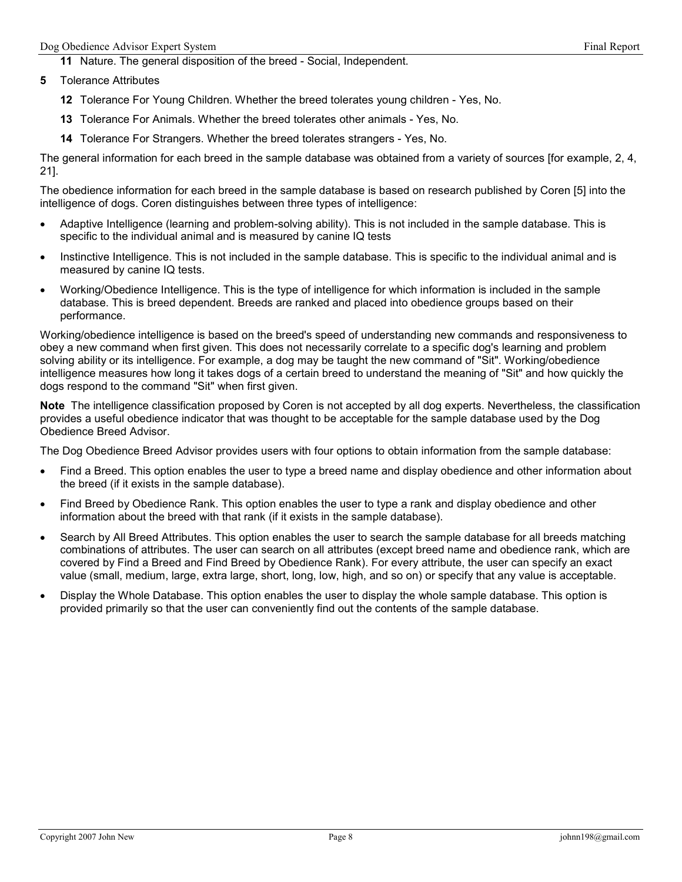**11** Nature. The general disposition of the breed - Social, Independent.

**5** Tolerance Attributes

**12** Tolerance For Young Children. Whether the breed tolerates young children - Yes, No.

**13** Tolerance For Animals. Whether the breed tolerates other animals - Yes, No.

**14** Tolerance For Strangers. Whether the breed tolerates strangers - Yes, No.

The general information for each breed in the sample database was obtained from a variety of sources [for example, 2, 4, 21].

The obedience information for each breed in the sample database is based on research published by Coren [5] into the intelligence of dogs. Coren distinguishes between three types of intelligence:

- Adaptive Intelligence (learning and problem-solving ability). This is not included in the sample database. This is specific to the individual animal and is measured by canine IQ tests
- Instinctive Intelligence. This is not included in the sample database. This is specific to the individual animal and is measured by canine IQ tests.
- Working/Obedience Intelligence. This is the type of intelligence for which information is included in the sample database. This is breed dependent. Breeds are ranked and placed into obedience groups based on their performance.

Working/obedience intelligence is based on the breed's speed of understanding new commands and responsiveness to obey a new command when first given. This does not necessarily correlate to a specific dog's learning and problem solving ability or its intelligence. For example, a dog may be taught the new command of "Sit". Working/obedience intelligence measures how long it takes dogs of a certain breed to understand the meaning of "Sit" and how quickly the dogs respond to the command "Sit" when first given.

**Note** The intelligence classification proposed by Coren is not accepted by all dog experts. Nevertheless, the classification provides a useful obedience indicator that was thought to be acceptable for the sample database used by the Dog Obedience Breed Advisor.

The Dog Obedience Breed Advisor provides users with four options to obtain information from the sample database:

- Find a Breed. This option enables the user to type a breed name and display obedience and other information about the breed (if it exists in the sample database).
- Find Breed by Obedience Rank. This option enables the user to type a rank and display obedience and other information about the breed with that rank (if it exists in the sample database).
- Search by All Breed Attributes. This option enables the user to search the sample database for all breeds matching combinations of attributes. The user can search on all attributes (except breed name and obedience rank, which are covered by Find a Breed and Find Breed by Obedience Rank). For every attribute, the user can specify an exact value (small, medium, large, extra large, short, long, low, high, and so on) or specify that any value is acceptable.
- Display the Whole Database. This option enables the user to display the whole sample database. This option is provided primarily so that the user can conveniently find out the contents of the sample database.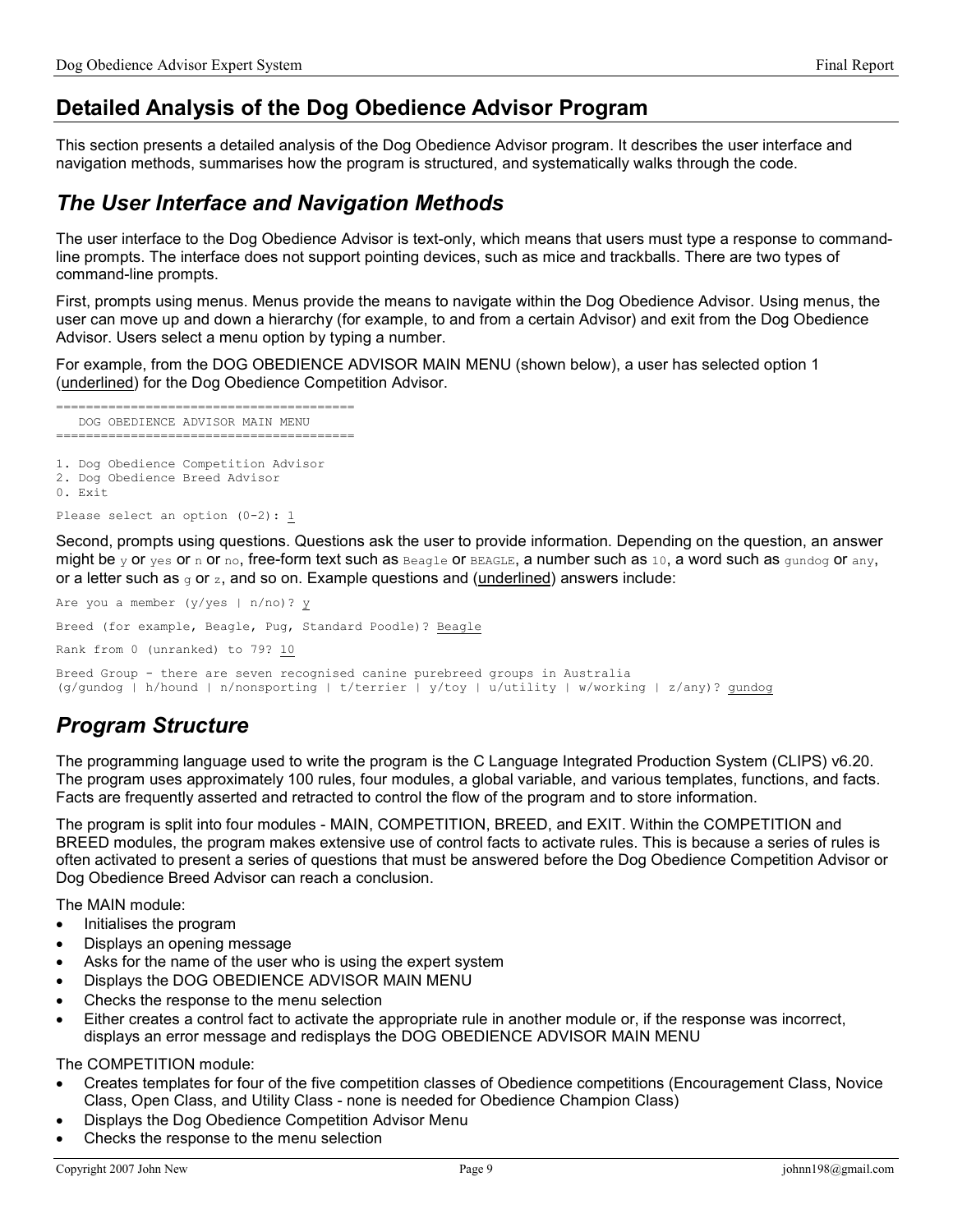## Detailed Analysis of the Dog Obedience Advisor Program

This section presents a detailed analysis of the Dog Obedience Advisor program. It describes the user interface and navigation methods, summarises how the program is structured, and systematically walks through the code.

### *The User Interface and Navigation Methods*

The user interface to the Dog Obedience Advisor is text-only, which means that users must type a response to command-line prompts. The interface does not support pointing devices, such as mice and trackballs. There are two types of command-line prompts.

First, prompts using menus. Menus provide the means to navigate within the Dog Obedience Advisor. Using menus, the user can move up and down a hierarchy (for example, to and from a certain Advisor) and exit from the Dog Obedience Advisor. Users select a menu option by typing a number.

For example, from the DOG OBEDIENCE ADVISOR MAIN MENU (shown below), a user has selected option 1 (<u>underlined</u>) for the Dog Obedience Competition Advisor.

```
=======================================
   DOG OBEDIENCE ADVISOR MAIN MENU
=======================================

1. Dog Obedience Competition Advisor
2. Dog Obedience Breed Advisor
0. Exit

Please select an option (0-2): 1
```

Second, prompts using questions. Questions ask the user to provide information. Depending on the question, an answer might be `y` or `yes` or `n` or `no`, free-form text such as `Beagle` or `BEAGLE`, a number such as `10`, a word such as `gundog` or `any`, or a letter such as `g` or `z`, and so on. Example questions and (<u>underlined</u>) answers include:

```
Are you a member (y/yes | n/no)? y

Breed (for example, Beagle, Pug, Standard Poodle)? Beagle

Rank from 0 (unranked) to 79? 10

Breed Group - there are seven recognised canine purebreed groups in Australia
(g/gundog | h/hound | n/nonsporting | t/terrier | y/toy | u/utility | w/working | z/any)? gundog
```

### *Program Structure*

The programming language used to write the program is the C Language Integrated Production System (CLIPS) v6.20. The program uses approximately 100 rules, four modules, a global variable, and various templates, functions, and facts. Facts are frequently asserted and retracted to control the flow of the program and to store information.

The program is split into four modules - MAIN, COMPETITION, BREED, and EXIT. Within the COMPETITION and BREED modules, the program makes extensive use of control facts to activate rules. This is because a series of rules is often activated to present a series of questions that must be answered before the Dog Obedience Competition Advisor or Dog Obedience Breed Advisor can reach a conclusion.

The MAIN module:

- Initialises the program
- Displays an opening message
- Asks for the name of the user who is using the expert system
- Displays the DOG OBEDIENCE ADVISOR MAIN MENU
- Checks the response to the menu selection
- Either creates a control fact to activate the appropriate rule in another module or, if the response was incorrect, displays an error message and redisplays the DOG OBEDIENCE ADVISOR MAIN MENU

The COMPETITION module:

- Creates templates for four of the five competition classes of Obedience competitions (Encouragement Class, Novice Class, Open Class, and Utility Class - none is needed for Obedience Champion Class)
- Displays the Dog Obedience Competition Advisor Menu
- Checks the response to the menu selection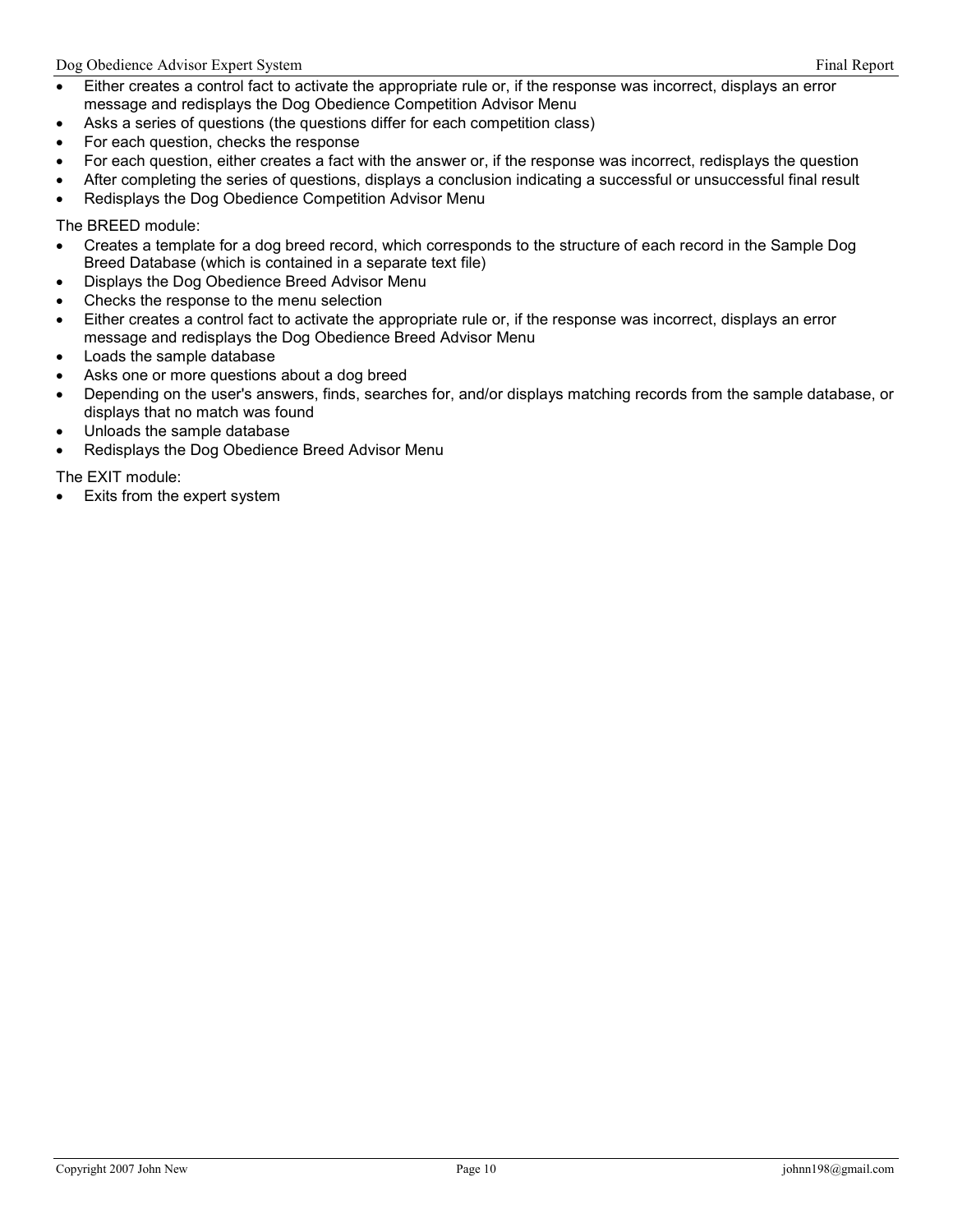- Either creates a control fact to activate the appropriate rule or, if the response was incorrect, displays an error message and redisplays the Dog Obedience Competition Advisor Menu
- Asks a series of questions (the questions differ for each competition class)
- For each question, checks the response
- For each question, either creates a fact with the answer or, if the response was incorrect, redisplays the question
- After completing the series of questions, displays a conclusion indicating a successful or unsuccessful final result
- Redisplays the Dog Obedience Competition Advisor Menu

The BREED module:

- Creates a template for a dog breed record, which corresponds to the structure of each record in the Sample Dog Breed Database (which is contained in a separate text file)
- Displays the Dog Obedience Breed Advisor Menu
- Checks the response to the menu selection
- Either creates a control fact to activate the appropriate rule or, if the response was incorrect, displays an error message and redisplays the Dog Obedience Breed Advisor Menu
- Loads the sample database
- Asks one or more questions about a dog breed
- Depending on the user's answers, finds, searches for, and/or displays matching records from the sample database, or displays that no match was found
- Unloads the sample database
- Redisplays the Dog Obedience Breed Advisor Menu

The EXIT module:

- Exits from the expert system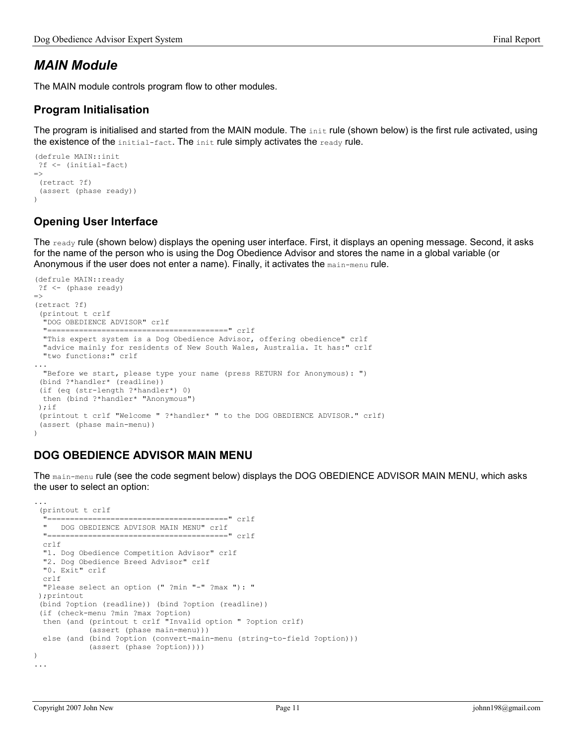## *MAIN Module*

The MAIN module controls program flow to other modules.

### Program Initialisation

The program is initialised and started from the MAIN module. The `init` rule (shown below) is the first rule activated, using the existence of the `initial-fact`. The `init` rule simply activates the `ready` rule.

```
(defrule MAIN::init
 ?f <- (initial-fact)
=>
 (retract ?f)
 (assert (phase ready))
)
```

### Opening User Interface

The `ready` rule (shown below) displays the opening user interface. First, it displays an opening message. Second, it asks for the name of the person who is using the Dog Obedience Advisor and stores the name in a global variable (or Anonymous if the user does not enter a name). Finally, it activates the `main-menu` rule.

```
(defrule MAIN::ready
 ?f <- (phase ready)
=>
(retract ?f)
 (printout t crlf
  "DOG OBEDIENCE ADVISOR" crlf
  "========================================" crlf
  "This expert system is a Dog Obedience Advisor, offering obedience" crlf
  "advice mainly for residents of New South Wales, Australia. It has:" crlf
  "two functions:" crlf
...
  "Before we start, please type your name (press RETURN for Anonymous): ")
 (bind ?*handler* (readline))
 (if (eq (str-length ?*handler*) 0)
  then (bind ?*handler* "Anonymous")
 );if
 (printout t crlf "Welcome " ?*handler* " to the DOG OBEDIENCE ADVISOR." crlf)
 (assert (phase main-menu))
)
```

### DOG OBEDIENCE ADVISOR MAIN MENU

The `main-menu` rule (see the code segment below) displays the DOG OBEDIENCE ADVISOR MAIN MENU, which asks the user to select an option:

```
...
 (printout t crlf
  "========================================" crlf
  "   DOG OBEDIENCE ADVISOR MAIN MENU" crlf
  "========================================" crlf
  crlf
  "1. Dog Obedience Competition Advisor" crlf
  "2. Dog Obedience Breed Advisor" crlf
  "0. Exit" crlf
  crlf
  "Please select an option (" ?min "-" ?max "): "
 );printout
 (bind ?option (readline)) (bind ?option (readline))
 (if (check-menu ?min ?max ?option)
  then (and (printout t crlf "Invalid option " ?option crlf)
            (assert (phase main-menu)))
  else (and (bind ?option (convert-main-menu (string-to-field ?option)))
            (assert (phase ?option))))
)
...
```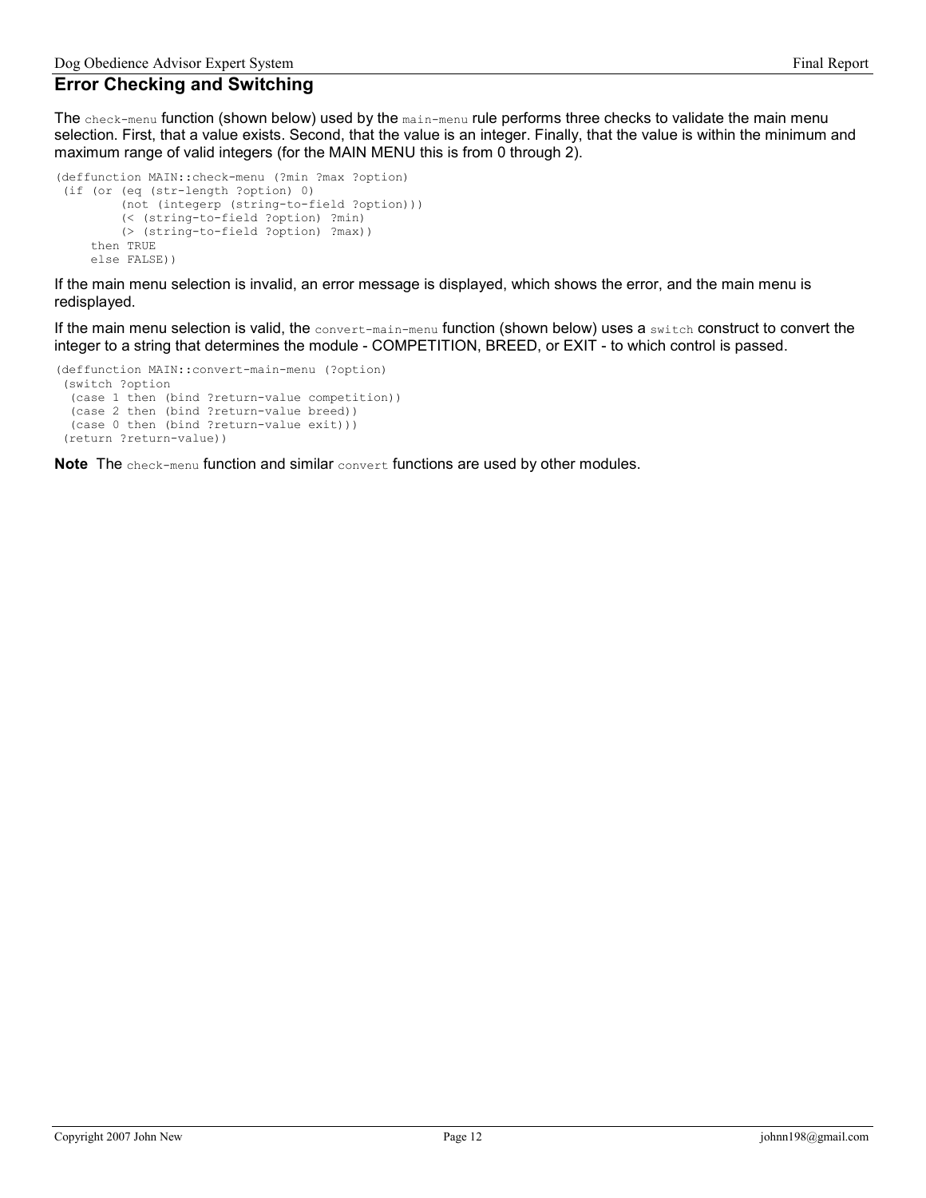## Error Checking and Switching

The `check-menu` function (shown below) used by the `main-menu` rule performs three checks to validate the main menu selection. First, that a value exists. Second, that the value is an integer. Finally, that the value is within the minimum and maximum range of valid integers (for the MAIN MENU this is from 0 through 2).

```
(deffunction MAIN::check-menu (?min ?max ?option)
 (if (or (eq (str-length ?option) 0)
         (not (integerp (string-to-field ?option)))
         (< (string-to-field ?option) ?min)
         (> (string-to-field ?option) ?max))
     then TRUE
     else FALSE))
```

If the main menu selection is invalid, an error message is displayed, which shows the error, and the main menu is redisplayed.

If the main menu selection is valid, the `convert-main-menu` function (shown below) uses a `switch` construct to convert the integer to a string that determines the module - COMPETITION, BREED, or EXIT - to which control is passed.

```
(deffunction MAIN::convert-main-menu (?option)
 (switch ?option
  (case 1 then (bind ?return-value competition))
  (case 2 then (bind ?return-value breed))
  (case 0 then (bind ?return-value exit)))
 (return ?return-value))
```

**Note** The `check-menu` function and similar `convert` functions are used by other modules.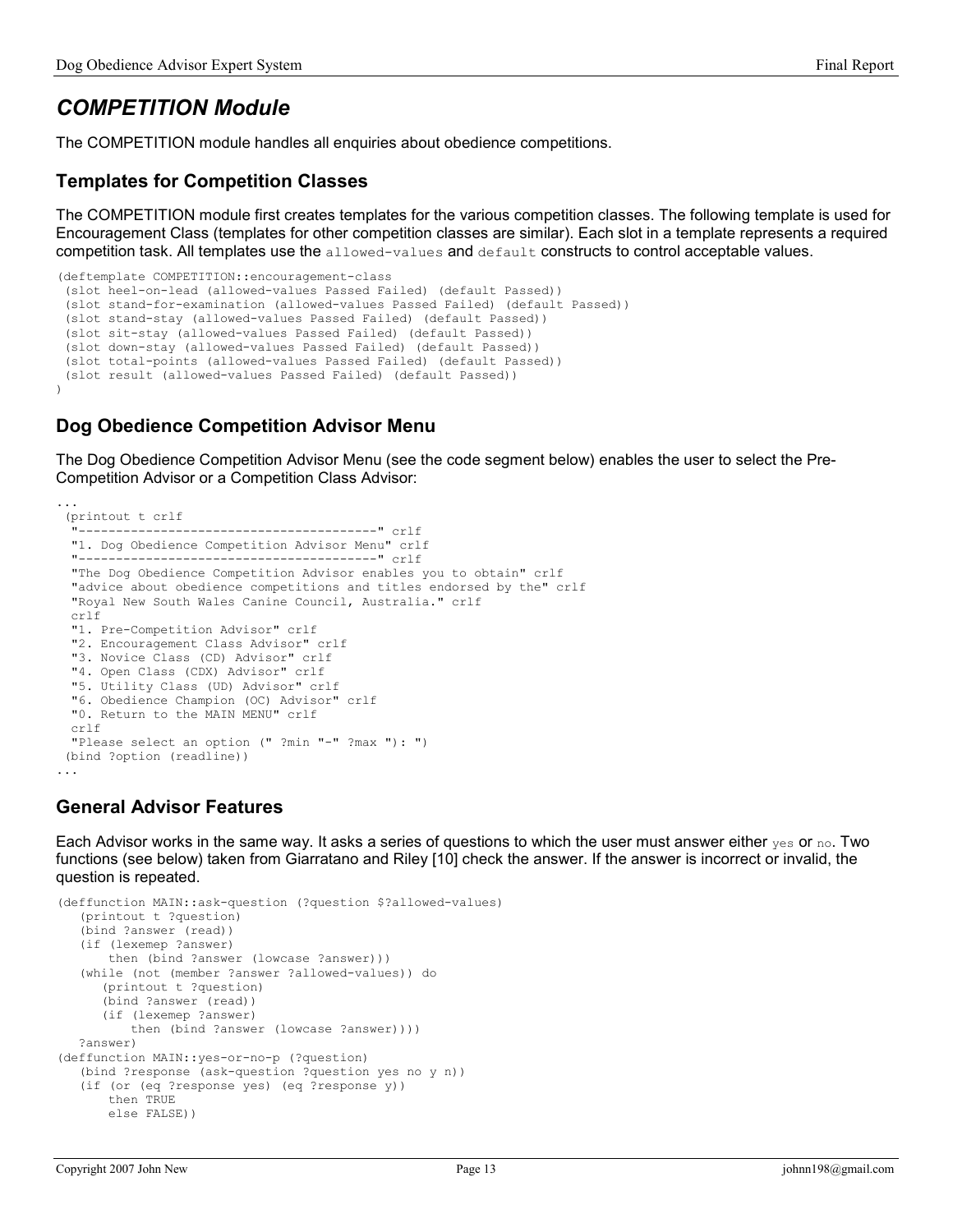## *COMPETITION Module*

The COMPETITION module handles all enquiries about obedience competitions.

### Templates for Competition Classes

The COMPETITION module first creates templates for the various competition classes. The following template is used for Encouragement Class (templates for other competition classes are similar). Each slot in a template represents a required competition task. All templates use the `allowed-values` and `default` constructs to control acceptable values.

```
(deftemplate COMPETITION::encouragement-class
 (slot heel-on-lead (allowed-values Passed Failed) (default Passed))
 (slot stand-for-examination (allowed-values Passed Failed) (default Passed))
 (slot stand-stay (allowed-values Passed Failed) (default Passed))
 (slot sit-stay (allowed-values Passed Failed) (default Passed))
 (slot down-stay (allowed-values Passed Failed) (default Passed))
 (slot total-points (allowed-values Passed Failed) (default Passed))
 (slot result (allowed-values Passed Failed) (default Passed))
)
```

### Dog Obedience Competition Advisor Menu

The Dog Obedience Competition Advisor Menu (see the code segment below) enables the user to select the Pre-Competition Advisor or a Competition Class Advisor:

```
...
 (printout t crlf
  "----------------------------------------" crlf
  "1. Dog Obedience Competition Advisor Menu" crlf
  "----------------------------------------" crlf
  "The Dog Obedience Competition Advisor enables you to obtain" crlf
  "advice about obedience competitions and titles endorsed by the" crlf
  "Royal New South Wales Canine Council, Australia." crlf
  crlf
  "1. Pre-Competition Advisor" crlf
  "2. Encouragement Class Advisor" crlf
  "3. Novice Class (CD) Advisor" crlf
  "4. Open Class (CDX) Advisor" crlf
  "5. Utility Class (UD) Advisor" crlf
  "6. Obedience Champion (OC) Advisor" crlf
  "0. Return to the MAIN MENU" crlf
  crlf
  "Please select an option (" ?min "-" ?max "): ")
 (bind ?option (readline))
...
```

### General Advisor Features

Each Advisor works in the same way. It asks a series of questions to which the user must answer either `yes` or `no`. Two functions (see below) taken from Giarratano and Riley [10] check the answer. If the answer is incorrect or invalid, the question is repeated.

```
(deffunction MAIN::ask-question (?question $?allowed-values)
   (printout t ?question)
   (bind ?answer (read))
   (if (lexemep ?answer)
       then (bind ?answer (lowcase ?answer)))
   (while (not (member ?answer ?allowed-values)) do
      (printout t ?question)
      (bind ?answer (read))
      (if (lexemep ?answer)
          then (bind ?answer (lowcase ?answer))))
   ?answer)
(deffunction MAIN::yes-or-no-p (?question)
   (bind ?response (ask-question ?question yes no y n))
   (if (or (eq ?response yes) (eq ?response y))
       then TRUE
       else FALSE))
```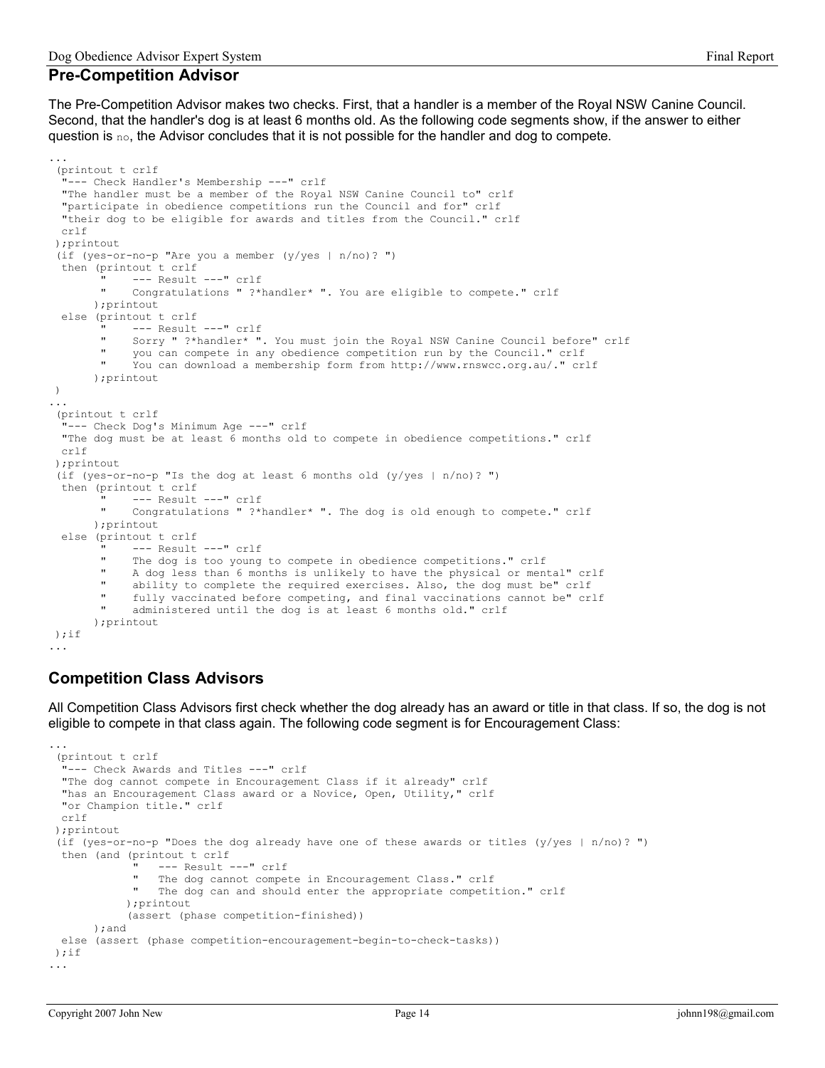## Pre-Competition Advisor

The Pre-Competition Advisor makes two checks. First, that a handler is a member of the Royal NSW Canine Council. Second, that the handler's dog is at least 6 months old. As the following code segments show, if the answer to either question is `no`, the Advisor concludes that it is not possible for the handler and dog to compete.

```
...
 (printout t crlf
  "--- Check Handler's Membership ---" crlf
  "The handler must be a member of the Royal NSW Canine Council to" crlf
  "participate in obedience competitions run the Council and for" crlf
  "their dog to be eligible for awards and titles from the Council." crlf
  crlf
 );printout
 (if (yes-or-no-p "Are you a member (y/yes | n/no)? ")
  then (printout t crlf
        "    --- Result ---" crlf
        "    Congratulations " ?*handler* ". You are eligible to compete." crlf
       );printout
  else (printout t crlf
        "    --- Result ---" crlf
        "    Sorry " ?*handler* ". You must join the Royal NSW Canine Council before" crlf
        "    you can compete in any obedience competition run by the Council." crlf
        "    You can download a membership form from http://www.rnswcc.org.au/." crlf
       );printout
 )
...
 (printout t crlf
  "--- Check Dog's Minimum Age ---" crlf
  "The dog must be at least 6 months old to compete in obedience competitions." crlf
  crlf
 );printout
 (if (yes-or-no-p "Is the dog at least 6 months old (y/yes | n/no)? ")
  then (printout t crlf
        "    --- Result ---" crlf
        "    Congratulations " ?*handler* ". The dog is old enough to compete." crlf
       );printout
  else (printout t crlf
        "    --- Result ---" crlf
        "    The dog is too young to compete in obedience competitions." crlf
        "    A dog less than 6 months is unlikely to have the physical or mental" crlf
        "    ability to complete the required exercises. Also, the dog must be" crlf
        "    fully vaccinated before competing, and final vaccinations cannot be" crlf
        "    administered until the dog is at least 6 months old." crlf
       );printout
 );if
...
```

## Competition Class Advisors

All Competition Class Advisors first check whether the dog already has an award or title in that class. If so, the dog is not eligible to compete in that class again. The following code segment is for Encouragement Class:

```
...
 (printout t crlf
  "--- Check Awards and Titles ---" crlf
  "The dog cannot compete in Encouragement Class if it already" crlf
  "has an Encouragement Class award or a Novice, Open, Utility," crlf
  "or Champion title." crlf
  crlf
 );printout
 (if (yes-or-no-p "Does the dog already have one of these awards or titles (y/yes | n/no)? ")
  then (and (printout t crlf
             "    --- Result ---" crlf
             "    The dog cannot compete in Encouragement Class." crlf
             "    The dog can and should enter the appropriate competition." crlf
            );printout
            (assert (phase competition-finished))
       );and
  else (assert (phase competition-encouragement-begin-to-check-tasks))
 );if
...
```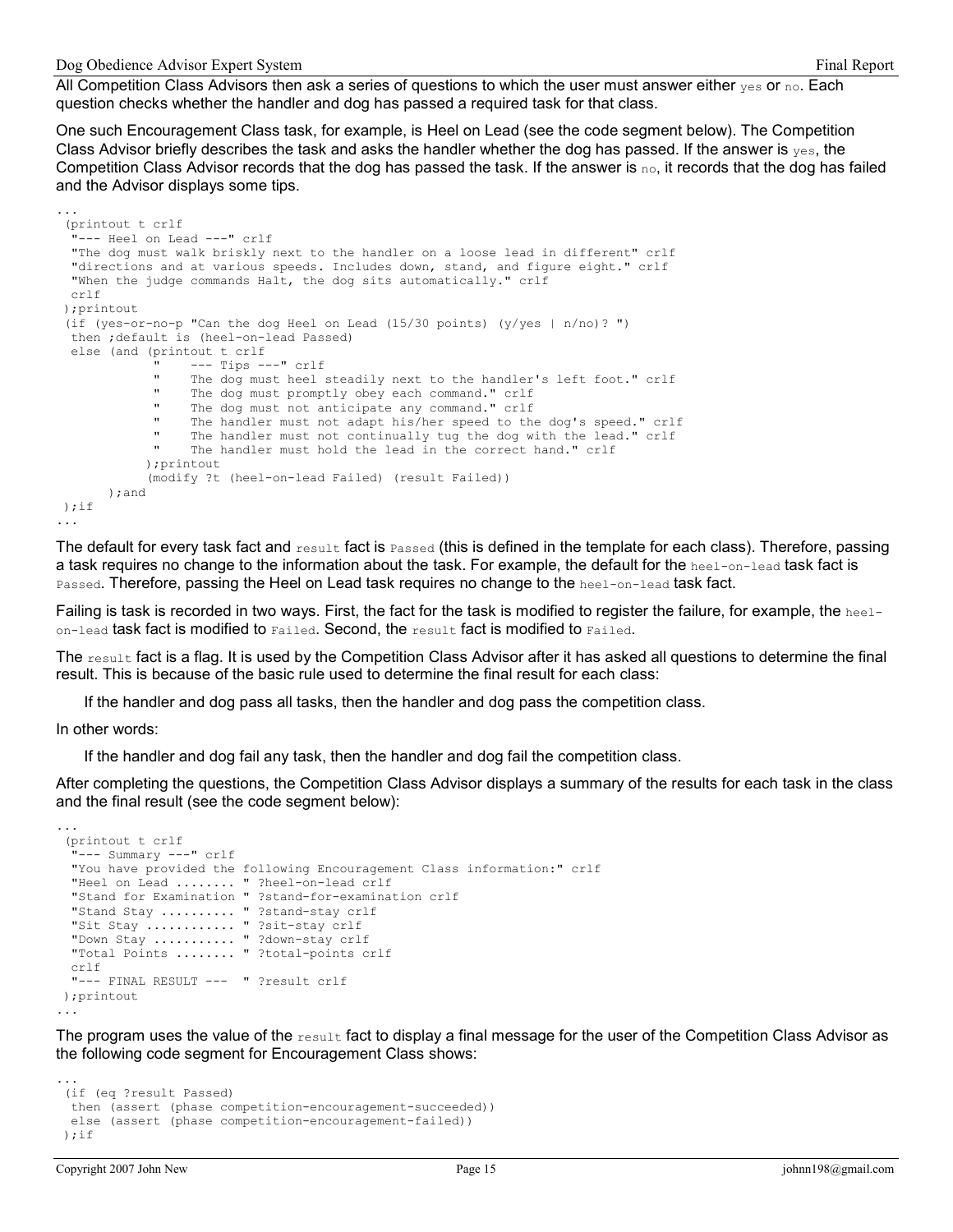All Competition Class Advisors then ask a series of questions to which the user must answer either `yes` or `no`. Each question checks whether the handler and dog has passed a required task for that class.

One such Encouragement Class task, for example, is Heel on Lead (see the code segment below). The Competition Class Advisor briefly describes the task and asks the handler whether the dog has passed. If the answer is `yes`, the Competition Class Advisor records that the dog has passed the task. If the answer is `no`, it records that the dog has failed and the Advisor displays some tips.

```
...
 (printout t crlf
  "--- Heel on Lead ---" crlf
  "The dog must walk briskly next to the handler on a loose lead in different" crlf
  "directions and at various speeds. Includes down, stand, and figure eight." crlf
  "When the judge commands Halt, the dog sits automatically." crlf
  crlf
 );printout
 (if (yes-or-no-p "Can the dog Heel on Lead (15/30 points) (y/yes | n/no)? ")
  then ;default is (heel-on-lead Passed)
  else (and (printout t crlf
             "    --- Tips ---" crlf
             "    The dog must heel steadily next to the handler's left foot." crlf
             "    The dog must promptly obey each command." crlf
             "    The dog must not anticipate any command." crlf
             "    The handler must not adapt his/her speed to the dog's speed." crlf
             "    The handler must not continually tug the dog with the lead." crlf
             "    The handler must hold the lead in the correct hand." crlf
            );printout
            (modify ?t (heel-on-lead Failed) (result Failed))
       );and
 );if
...
```

The default for every task fact and `result` fact is `Passed` (this is defined in the template for each class). Therefore, passing a task requires no change to the information about the task. For example, the default for the `heel-on-lead` task fact is `Passed`. Therefore, passing the Heel on Lead task requires no change to the `heel-on-lead` task fact.

Failing is task is recorded in two ways. First, the fact for the task is modified to register the failure, for example, the `heel-on-lead` task fact is modified to `Failed`. Second, the `result` fact is modified to `Failed`.

The `result` fact is a flag. It is used by the Competition Class Advisor after it has asked all questions to determine the final result. This is because of the basic rule used to determine the final result for each class:

> If the handler and dog pass all tasks, then the handler and dog pass the competition class.

In other words:

> If the handler and dog fail any task, then the handler and dog fail the competition class.

After completing the questions, the Competition Class Advisor displays a summary of the results for each task in the class and the final result (see the code segment below):

```
...
 (printout t crlf
  "--- Summary ---" crlf
  "You have provided the following Encouragement Class information:" crlf
  "Heel on Lead ........ " ?heel-on-lead crlf
  "Stand for Examination " ?stand-for-examination crlf
  "Stand Stay .......... " ?stand-stay crlf
  "Sit Stay ............ " ?sit-stay crlf
  "Down Stay ........... " ?down-stay crlf
  "Total Points ........ " ?total-points crlf
  crlf
  "--- FINAL RESULT ---  " ?result crlf
 );printout
...
```

The program uses the value of the `result` fact to display a final message for the user of the Competition Class Advisor as the following code segment for Encouragement Class shows:

```
...
 (if (eq ?result Passed)
  then (assert (phase competition-encouragement-succeeded))
  else (assert (phase competition-encouragement-failed))
 );if
```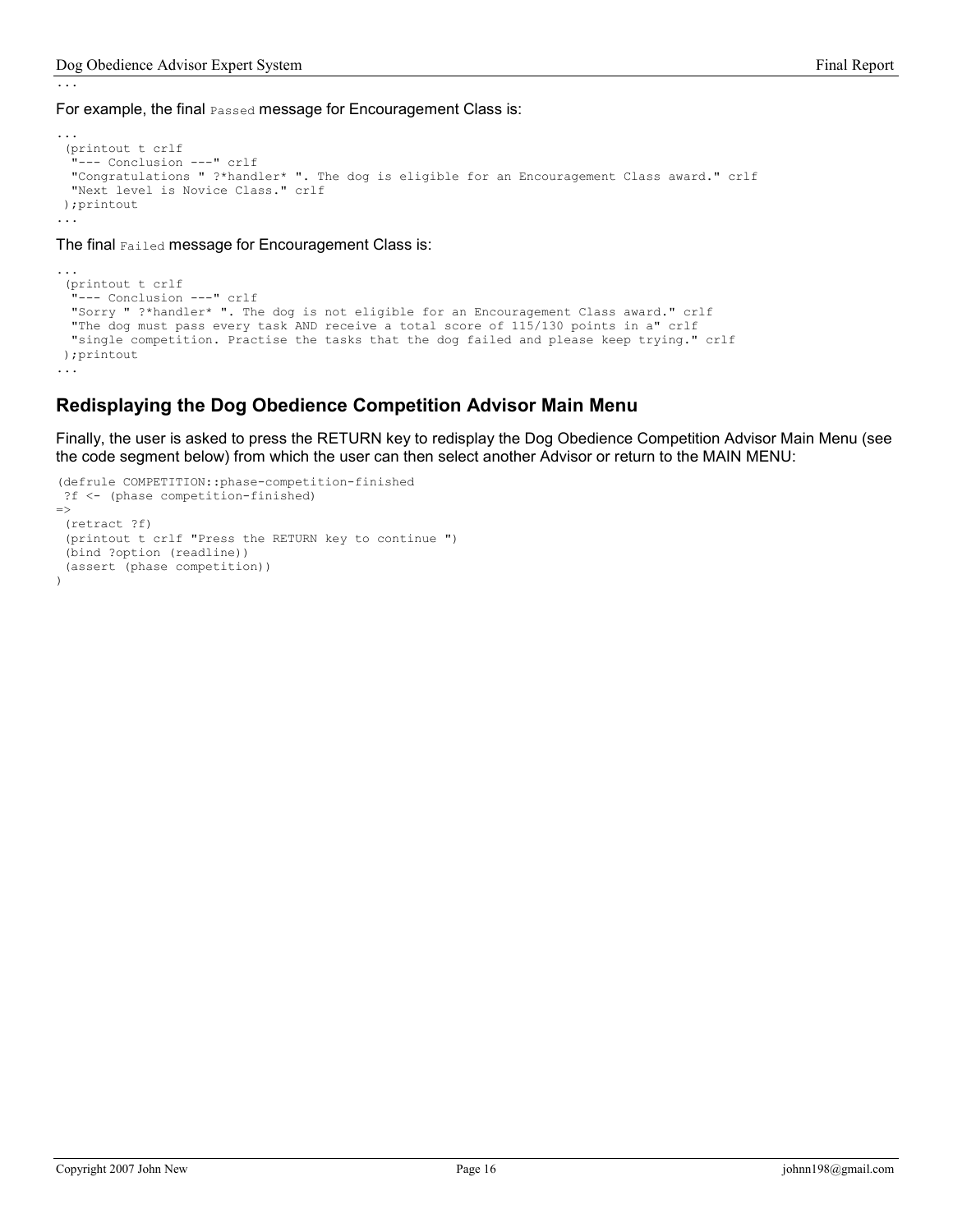...

For example, the final `Passed` message for Encouragement Class is:

```
...
 (printout t crlf
  "--- Conclusion ---" crlf
  "Congratulations " ?*handler* ". The dog is eligible for an Encouragement Class award." crlf
  "Next level is Novice Class." crlf
 );printout
...
```

The final `Failed` message for Encouragement Class is:

```
...
 (printout t crlf
  "--- Conclusion ---" crlf
  "Sorry " ?*handler* ". The dog is not eligible for an Encouragement Class award." crlf
  "The dog must pass every task AND receive a total score of 115/130 points in a" crlf
  "single competition. Practise the tasks that the dog failed and please keep trying." crlf
 );printout
...
```

## Redisplaying the Dog Obedience Competition Advisor Main Menu

Finally, the user is asked to press the RETURN key to redisplay the Dog Obedience Competition Advisor Main Menu (see the code segment below) from which the user can then select another Advisor or return to the MAIN MENU:

```
(defrule COMPETITION::phase-competition-finished
 ?f <- (phase competition-finished)
=>
 (retract ?f)
 (printout t crlf "Press the RETURN key to continue ")
 (bind ?option (readline))
 (assert (phase competition))
)
```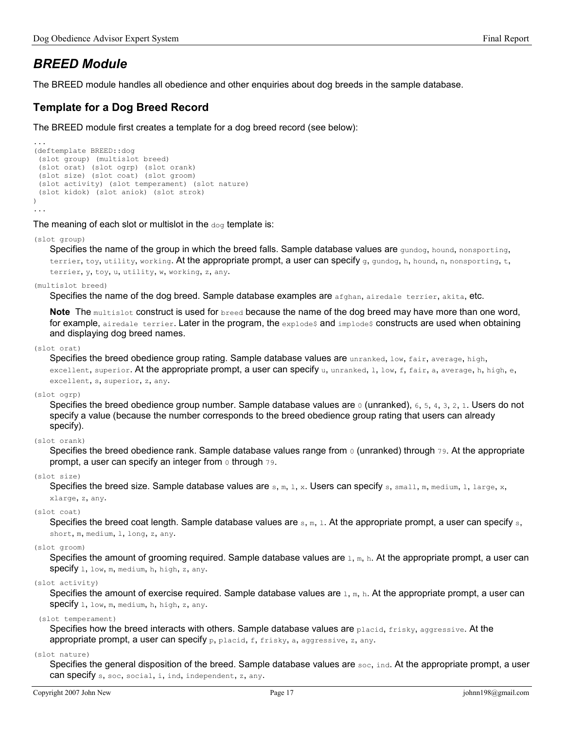## *BREED Module*

The BREED module handles all obedience and other enquiries about dog breeds in the sample database.

### Template for a Dog Breed Record

The BREED module first creates a template for a dog breed record (see below):

```
...
(deftemplate BREED::dog
 (slot group) (multislot breed)
 (slot orat) (slot ogrp) (slot orank)
 (slot size) (slot coat) (slot groom)
 (slot activity) (slot temperament) (slot nature)
 (slot kidok) (slot aniok) (slot strok)
)
...
```

The meaning of each slot or multislot in the `dog` template is:

`(slot group)`
: Specifies the name of the group in which the breed falls. Sample database values are `gundog`, `hound`, `nonsporting`, `terrier`, `toy`, `utility`, `working`. At the appropriate prompt, a user can specify `g`, `gundog`, `h`, `hound`, `n`, `nonsporting`, `t`, `terrier`, `y`, `toy`, `u`, `utility`, `w`, `working`, `z`, `any`.

`(multislot breed)`
: Specifies the name of the dog breed. Sample database examples are `afghan`, `airedale terrier`, `akita`, etc.

  **Note** The `multislot` construct is used for `breed` because the name of the dog breed may have more than one word, for example, `airedale terrier`. Later in the program, the `explode$` and `implode$` constructs are used when obtaining and displaying dog breed names.

`(slot orat)`
: Specifies the breed obedience group rating. Sample database values are `unranked`, `low`, `fair`, `average`, `high`, `excellent`, `superior`. At the appropriate prompt, a user can specify `u`, `unranked`, `l`, `low`, `f`, `fair`, `a`, `average`, `h`, `high`, `e`, `excellent`, `s`, `superior`, `z`, `any`.

`(slot ogrp)`
: Specifies the breed obedience group number. Sample database values are `0` (unranked), `6`, `5`, `4`, `3`, `2`, `1`. Users do not specify a value (because the number corresponds to the breed obedience group rating that users can already specify).

`(slot orank)`
: Specifies the breed obedience rank. Sample database values range from `0` (unranked) through `79`. At the appropriate prompt, a user can specify an integer from `0` through `79`.

`(slot size)`
: Specifies the breed size. Sample database values are `s`, `m`, `l`, `x`. Users can specify `s`, `small`, `m`, `medium`, `l`, `large`, `x`, `xlarge`, `z`, `any`.

`(slot coat)`
: Specifies the breed coat length. Sample database values are `s`, `m`, `l`. At the appropriate prompt, a user can specify `s`, `short`, `m`, `medium`, `l`, `long`, `z`, `any`.

`(slot groom)`
: Specifies the amount of grooming required. Sample database values are `l`, `m`, `h`. At the appropriate prompt, a user can specify `l`, `low`, `m`, `medium`, `h`, `high`, `z`, `any`.

`(slot activity)`
: Specifies the amount of exercise required. Sample database values are `l`, `m`, `h`. At the appropriate prompt, a user can specify `l`, `low`, `m`, `medium`, `h`, `high`, `z`, `any`.

`(slot temperament)`
: Specifies how the breed interacts with others. Sample database values are `placid`, `frisky`, `aggressive`. At the appropriate prompt, a user can specify `p`, `placid`, `f`, `frisky`, `a`, `aggressive`, `z`, `any`.

`(slot nature)`
: Specifies the general disposition of the breed. Sample database values are `soc`, `ind`. At the appropriate prompt, a user can specify `s`, `soc`, `social`, `i`, `ind`, `independent`, `z`, `any`.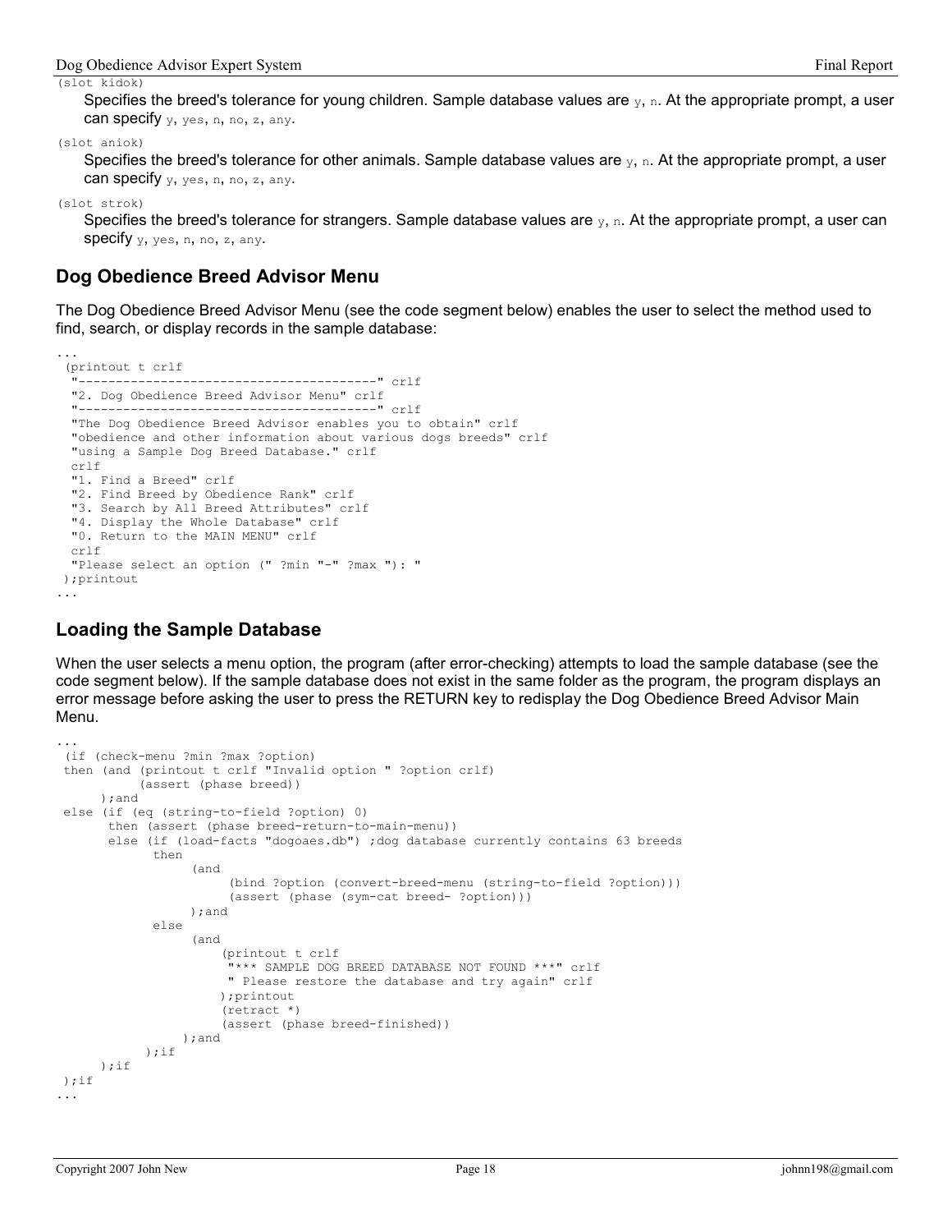(slot kidok)

Specifies the breed's tolerance for young children. Sample database values are `y`, `n`. At the appropriate prompt, a user can specify `y`, `yes`, `n`, `no`, `z`, `any`.

(slot aniok)

Specifies the breed's tolerance for other animals. Sample database values are `y`, `n`. At the appropriate prompt, a user can specify `y`, `yes`, `n`, `no`, `z`, `any`.

(slot strok)

Specifies the breed's tolerance for strangers. Sample database values are `y`, `n`. At the appropriate prompt, a user can specify `y`, `yes`, `n`, `no`, `z`, `any`.

## Dog Obedience Breed Advisor Menu

The Dog Obedience Breed Advisor Menu (see the code segment below) enables the user to select the method used to find, search, or display records in the sample database:

```
...
 (printout t crlf
  "----------------------------------------" crlf
  "2. Dog Obedience Breed Advisor Menu" crlf
  "----------------------------------------" crlf
  "The Dog Obedience Breed Advisor enables you to obtain" crlf
  "obedience and other information about various dogs breeds" crlf
  "using a Sample Dog Breed Database." crlf
  crlf
  "1. Find a Breed" crlf
  "2. Find Breed by Obedience Rank" crlf
  "3. Search by All Breed Attributes" crlf
  "4. Display the Whole Database" crlf
  "0. Return to the MAIN MENU" crlf
  crlf
  "Please select an option (" ?min "-" ?max "): "
 );printout
...
```

## Loading the Sample Database

When the user selects a menu option, the program (after error-checking) attempts to load the sample database (see the code segment below). If the sample database does not exist in the same folder as the program, the program displays an error message before asking the user to press the RETURN key to redisplay the Dog Obedience Breed Advisor Main Menu.

```
...
 (if (check-menu ?min ?max ?option)
 then (and (printout t crlf "Invalid option " ?option crlf)
           (assert (phase breed))
      );and
 else (if (eq (string-to-field ?option) 0)
       then (assert (phase breed-return-to-main-menu))
       else (if (load-facts "dogoaes.db") ;dog database currently contains 63 breeds
             then
                  (and
                       (bind ?option (convert-breed-menu (string-to-field ?option)))
                       (assert (phase (sym-cat breed- ?option)))
                  );and
             else
                  (and
                      (printout t crlf
                       "*** SAMPLE DOG BREED DATABASE NOT FOUND ***" crlf
                       " Please restore the database and try again" crlf
                      );printout
                      (retract *)
                      (assert (phase breed-finished))
                 );and
            );if
      );if
 );if
...
```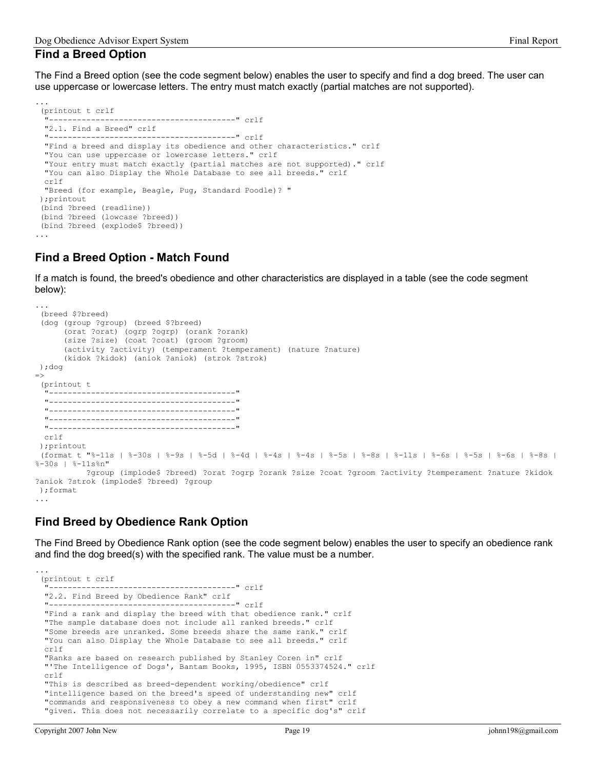## Find a Breed Option

The Find a Breed option (see the code segment below) enables the user to specify and find a dog breed. The user can use uppercase or lowercase letters. The entry must match exactly (partial matches are not supported).

```
...
 (printout t crlf
  "----------------------------------------" crlf
  "2.1. Find a Breed" crlf
  "----------------------------------------" crlf
  "Find a breed and display its obedience and other characteristics." crlf
  "You can use uppercase or lowercase letters." crlf
  "Your entry must match exactly (partial matches are not supported)." crlf
  "You can also Display the Whole Database to see all breeds." crlf
  crlf
  "Breed (for example, Beagle, Pug, Standard Poodle)? "
 );printout
 (bind ?breed (readline))
 (bind ?breed (lowcase ?breed))
 (bind ?breed (explode$ ?breed))
...
```

## Find a Breed Option - Match Found

If a match is found, the breed's obedience and other characteristics are displayed in a table (see the code segment below):

```
...
 (breed $?breed)
 (dog (group ?group) (breed $?breed)
      (orat ?orat) (ogrp ?ogrp) (orank ?orank)
      (size ?size) (coat ?coat) (groom ?groom)
      (activity ?activity) (temperament ?temperament) (nature ?nature)
      (kidok ?kidok) (aniok ?aniok) (strok ?strok)
 );dog
=>
 (printout t
  "----------------------------------------"
  "----------------------------------------"
  "----------------------------------------"
  "----------------------------------------"
  "----------------------------------------"
  crlf
 );printout
 (format t "%-11s | %-30s | %-9s | %-5d | %-4d | %-4s | %-4s | %-5s | %-8s | %-11s | %-6s | %-5s | %-6s | %-8s | 
%-30s | %-11s%n"
          ?group (implode$ ?breed) ?orat ?ogrp ?orank ?size ?coat ?groom ?activity ?temperament ?nature ?kidok 
?aniok ?strok (implode$ ?breed) ?group
 );format
...
```

## Find Breed by Obedience Rank Option

The Find Breed by Obedience Rank option (see the code segment below) enables the user to specify an obedience rank and find the dog breed(s) with the specified rank. The value must be a number.

```
...
 (printout t crlf
  "----------------------------------------" crlf
  "2.2. Find Breed by Obedience Rank" crlf
  "----------------------------------------" crlf
  "Find a rank and display the breed with that obedience rank." crlf
  "The sample database does not include all ranked breeds." crlf
  "Some breeds are unranked. Some breeds share the same rank." crlf
  "You can also Display the Whole Database to see all breeds." crlf
  crlf
  "Ranks are based on research published by Stanley Coren in" crlf
  "'The Intelligence of Dogs', Bantam Books, 1995, ISBN 0553374524." crlf
  crlf
  "This is described as breed-dependent working/obedience" crlf
  "intelligence based on the breed's speed of understanding new" crlf
  "commands and responsiveness to obey a new command when first" crlf
  "given. This does not necessarily correlate to a specific dog's" crlf
```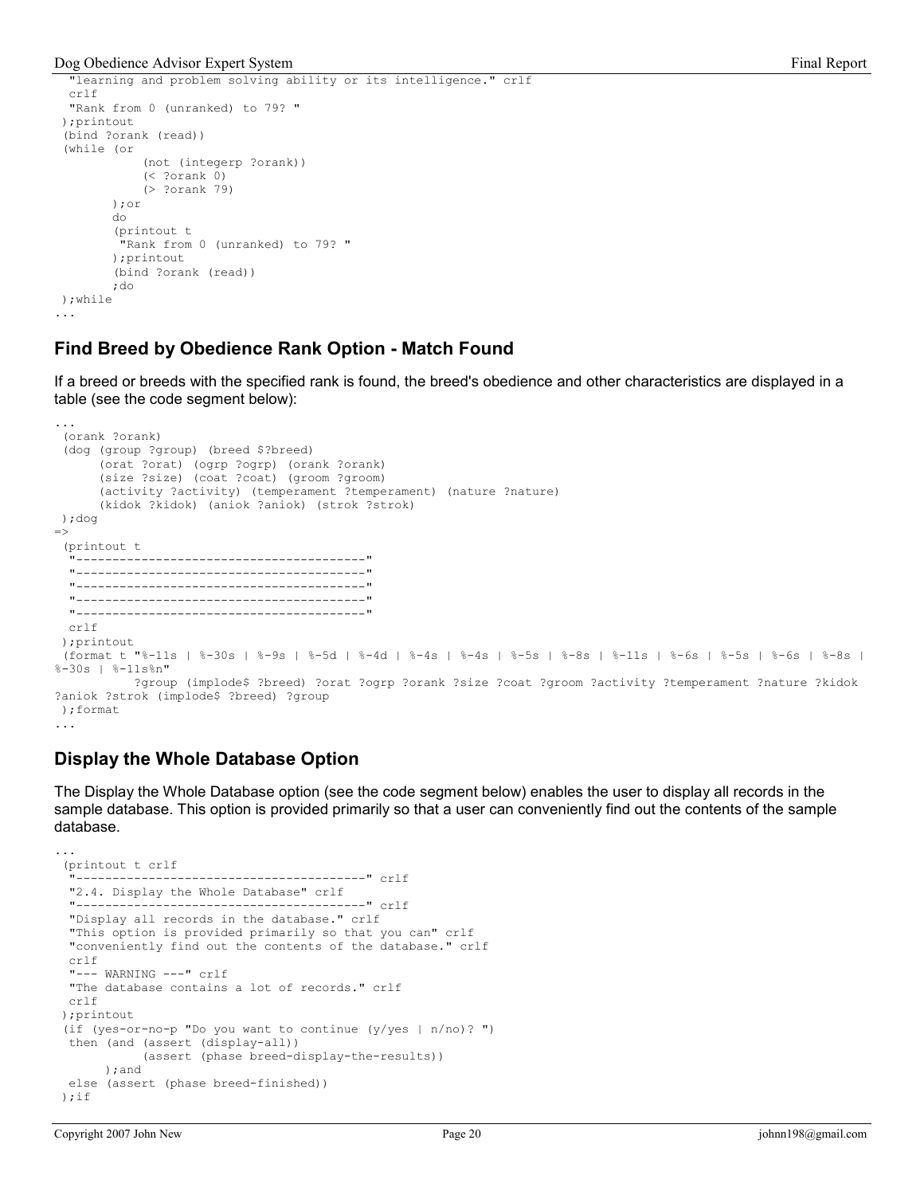```
  "learning and problem solving ability or its intelligence." crlf
  crlf
  "Rank from 0 (unranked) to 79? "
 );printout
 (bind ?orank (read))
 (while (or
            (not (integerp ?orank))
            (< ?orank 0)
            (> ?orank 79)
        );or
        do
        (printout t
         "Rank from 0 (unranked) to 79? "
        );printout
        (bind ?orank (read))
        ;do
 );while
...
```

## Find Breed by Obedience Rank Option - Match Found

If a breed or breeds with the specified rank is found, the breed's obedience and other characteristics are displayed in a table (see the code segment below):

```
...
 (orank ?orank)
 (dog (group ?group) (breed $?breed)
      (orat ?orat) (ogrp ?ogrp) (orank ?orank)
      (size ?size) (coat ?coat) (groom ?groom)
      (activity ?activity) (temperament ?temperament) (nature ?nature)
      (kidok ?kidok) (aniok ?aniok) (strok ?strok)
 );dog
=>
 (printout t
  "----------------------------------------"
  "----------------------------------------"
  "----------------------------------------"
  "----------------------------------------"
  "----------------------------------------"
  crlf
 );printout
 (format t "%-11s | %-30s | %-9s | %-5d | %-4d | %-4s | %-4s | %-5s | %-8s | %-11s | %-6s | %-5s | %-6s | %-8s |
%-30s | %-11s%n"
           ?group (implode$ ?breed) ?orat ?ogrp ?orank ?size ?coat ?groom ?activity ?temperament ?nature ?kidok
?aniok ?strok (implode$ ?breed) ?group
 );format
...
```

## Display the Whole Database Option

The Display the Whole Database option (see the code segment below) enables the user to display all records in the sample database. This option is provided primarily so that a user can conveniently find out the contents of the sample database.

```
...
 (printout t crlf
  "----------------------------------------" crlf
  "2.4. Display the Whole Database" crlf
  "----------------------------------------" crlf
  "Display all records in the database." crlf
  "This option is provided primarily so that you can" crlf
  "conveniently find out the contents of the database." crlf
  crlf
  "--- WARNING ---" crlf
  "The database contains a lot of records." crlf
  crlf
 );printout
 (if (yes-or-no-p "Do you want to continue (y/yes | n/no)? ")
  then (and (assert (display-all))
            (assert (phase breed-display-the-results))
       );and
  else (assert (phase breed-finished))
 );if
```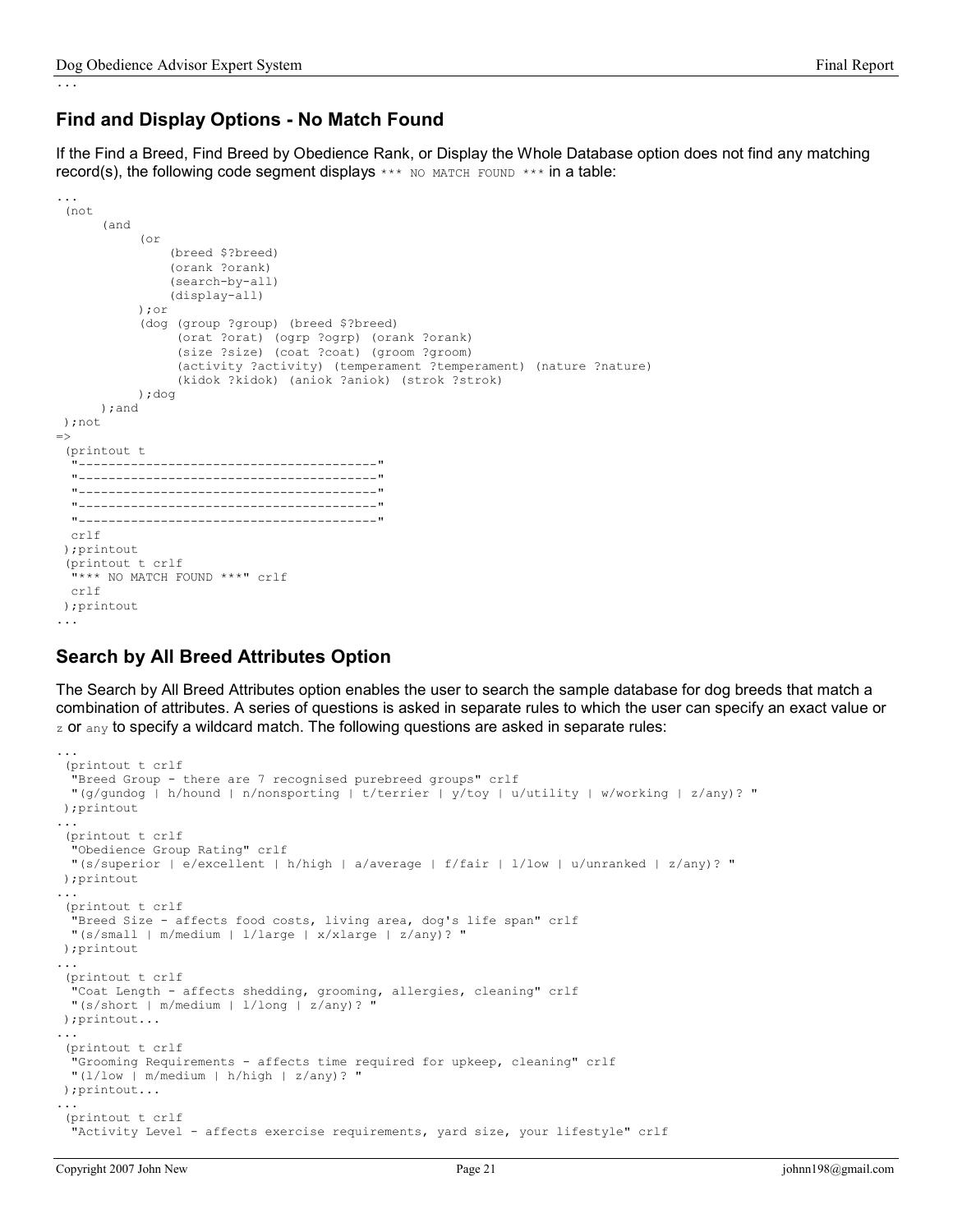...

## Find and Display Options - No Match Found

If the Find a Breed, Find Breed by Obedience Rank, or Display the Whole Database option does not find any matching record(s), the following code segment displays `*** NO MATCH FOUND ***` in a table:

```
...
 (not
      (and
           (or
               (breed $?breed)
               (orank ?orank)
               (search-by-all)
               (display-all)
           );or
           (dog (group ?group) (breed $?breed)
                (orat ?orat) (ogrp ?ogrp) (orank ?orank)
                (size ?size) (coat ?coat) (groom ?groom)
                (activity ?activity) (temperament ?temperament) (nature ?nature)
                (kidok ?kidok) (aniok ?aniok) (strok ?strok)
           );dog
      );and
 );not
=>
 (printout t
  "----------------------------------------"
  "----------------------------------------"
  "----------------------------------------"
  "----------------------------------------"
  "----------------------------------------"
  crlf
 );printout
 (printout t crlf
  "*** NO MATCH FOUND ***" crlf
  crlf
 );printout
...
```

## Search by All Breed Attributes Option

The Search by All Breed Attributes option enables the user to search the sample database for dog breeds that match a combination of attributes. A series of questions is asked in separate rules to which the user can specify an exact value or `z` or `any` to specify a wildcard match. The following questions are asked in separate rules:

```
...
 (printout t crlf
  "Breed Group - there are 7 recognised purebreed groups" crlf
  "(g/gundog | h/hound | n/nonsporting | t/terrier | y/toy | u/utility | w/working | z/any)? "
 );printout
...
 (printout t crlf
  "Obedience Group Rating" crlf
  "(s/superior | e/excellent | h/high | a/average | f/fair | l/low | u/unranked | z/any)? "
 );printout
...
 (printout t crlf
  "Breed Size - affects food costs, living area, dog's life span" crlf
  "(s/small | m/medium | l/large | x/xlarge | z/any)? "
 );printout
...
 (printout t crlf
  "Coat Length - affects shedding, grooming, allergies, cleaning" crlf
  "(s/short | m/medium | l/long | z/any)? "
 );printout...
...
 (printout t crlf
  "Grooming Requirements - affects time required for upkeep, cleaning" crlf
  "(l/low | m/medium | h/high | z/any)? "
 );printout...
...
 (printout t crlf
  "Activity Level - affects exercise requirements, yard size, your lifestyle" crlf
```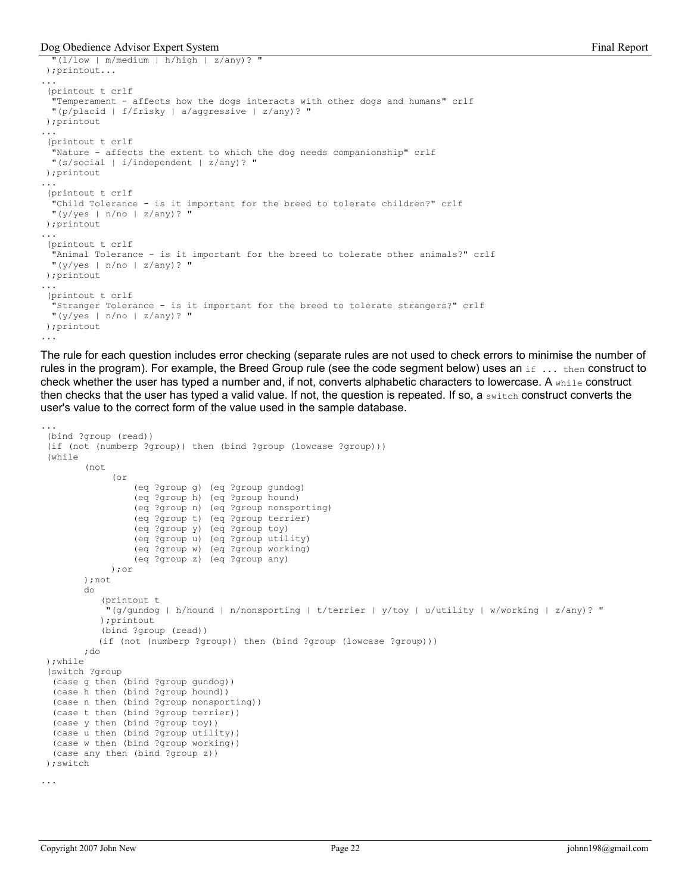```
  "(l/low | m/medium | h/high | z/any)? "
 );printout...
...
 (printout t crlf
  "Temperament - affects how the dogs interacts with other dogs and humans" crlf
  "(p/placid | f/frisky | a/aggressive | z/any)? "
 );printout
...
 (printout t crlf
  "Nature - affects the extent to which the dog needs companionship" crlf
  "(s/social | i/independent | z/any)? "
 );printout
...
 (printout t crlf
  "Child Tolerance - is it important for the breed to tolerate children?" crlf
  "(y/yes | n/no | z/any)? "
 );printout
...
 (printout t crlf
  "Animal Tolerance - is it important for the breed to tolerate other animals?" crlf
  "(y/yes | n/no | z/any)? "
 );printout
...
 (printout t crlf
  "Stranger Tolerance - is it important for the breed to tolerate strangers?" crlf
  "(y/yes | n/no | z/any)? "
 );printout
...
```

The rule for each question includes error checking (separate rules are not used to check errors to minimise the number of rules in the program). For example, the Breed Group rule (see the code segment below) uses an `if ... then` construct to check whether the user has typed a number and, if not, converts alphabetic characters to lowercase. A `while` construct then checks that the user has typed a valid value. If not, the question is repeated. If so, a `switch` construct converts the user's value to the correct form of the value used in the sample database.

```
...
 (bind ?group (read))
 (if (not (numberp ?group)) then (bind ?group (lowcase ?group)))
 (while
        (not
             (or
                  (eq ?group g) (eq ?group gundog)
                  (eq ?group h) (eq ?group hound)
                  (eq ?group n) (eq ?group nonsporting)
                  (eq ?group t) (eq ?group terrier)
                  (eq ?group y) (eq ?group toy)
                  (eq ?group u) (eq ?group utility)
                  (eq ?group w) (eq ?group working)
                  (eq ?group z) (eq ?group any)
             );or
        );not
        do
           (printout t
            "(g/gundog | h/hound | n/nonsporting | t/terrier | y/toy | u/utility | w/working | z/any)? "
           );printout
           (bind ?group (read))
          (if (not (numberp ?group)) then (bind ?group (lowcase ?group)))
        ;do
 );while
 (switch ?group
  (case g then (bind ?group gundog))
  (case h then (bind ?group hound))
  (case n then (bind ?group nonsporting))
  (case t then (bind ?group terrier))
  (case y then (bind ?group toy))
  (case u then (bind ?group utility))
  (case w then (bind ?group working))
  (case any then (bind ?group z))
 );switch

...
```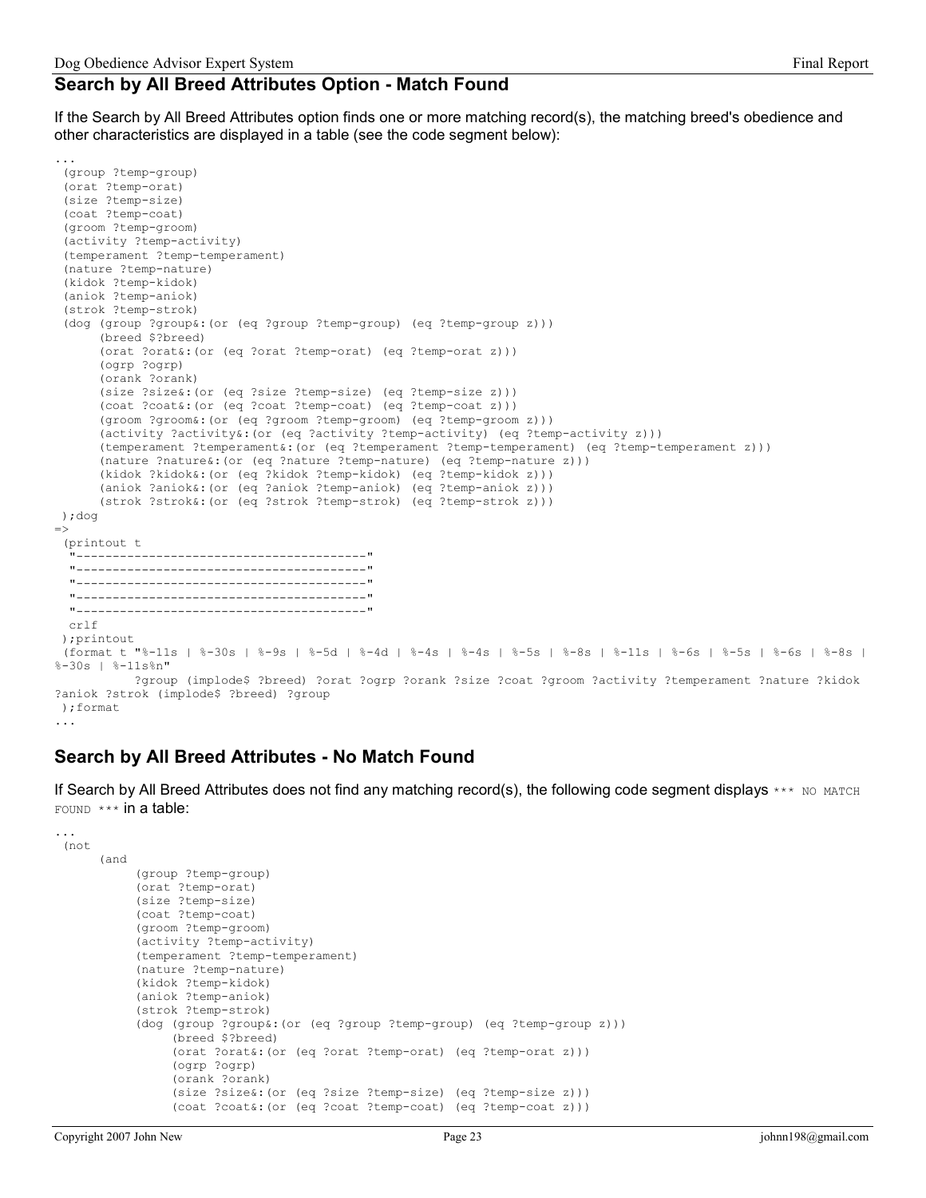## Search by All Breed Attributes Option - Match Found

If the Search by All Breed Attributes option finds one or more matching record(s), the matching breed's obedience and other characteristics are displayed in a table (see the code segment below):

```
...
 (group ?temp-group)
 (orat ?temp-orat)
 (size ?temp-size)
 (coat ?temp-coat)
 (groom ?temp-groom)
 (activity ?temp-activity)
 (temperament ?temp-temperament)
 (nature ?temp-nature)
 (kidok ?temp-kidok)
 (aniok ?temp-aniok)
 (strok ?temp-strok)
 (dog (group ?group&:(or (eq ?group ?temp-group) (eq ?temp-group z)))
      (breed $?breed)
      (orat ?orat&:(or (eq ?orat ?temp-orat) (eq ?temp-orat z)))
      (ogrp ?ogrp)
      (orank ?orank)
      (size ?size&:(or (eq ?size ?temp-size) (eq ?temp-size z)))
      (coat ?coat&:(or (eq ?coat ?temp-coat) (eq ?temp-coat z)))
      (groom ?groom&:(or (eq ?groom ?temp-groom) (eq ?temp-groom z)))
      (activity ?activity&:(or (eq ?activity ?temp-activity) (eq ?temp-activity z)))
      (temperament ?temperament&:(or (eq ?temperament ?temp-temperament) (eq ?temp-temperament z)))
      (nature ?nature&:(or (eq ?nature ?temp-nature) (eq ?temp-nature z)))
      (kidok ?kidok&:(or (eq ?kidok ?temp-kidok) (eq ?temp-kidok z)))
      (aniok ?aniok&:(or (eq ?aniok ?temp-aniok) (eq ?temp-aniok z)))
      (strok ?strok&:(or (eq ?strok ?temp-strok) (eq ?temp-strok z)))
 );dog
=>
 (printout t
  "----------------------------------------"
  "----------------------------------------"
  "----------------------------------------"
  "----------------------------------------"
  "----------------------------------------"
  crlf
 );printout
 (format t "%-11s | %-30s | %-9s | %-5d | %-4d | %-4s | %-4s | %-5s | %-8s | %-11s | %-6s | %-5s | %-6s | %-8s |
%-30s | %-11s%n"
         ?group (implode$ ?breed) ?orat ?ogrp ?orank ?size ?coat ?groom ?activity ?temperament ?nature ?kidok
?aniok ?strok (implode$ ?breed) ?group
 );format
...
```

## Search by All Breed Attributes - No Match Found

If Search by All Breed Attributes does not find any matching record(s), the following code segment displays `*** NO MATCH FOUND ***` in a table:

```
...
 (not
      (and
           (group ?temp-group)
           (orat ?temp-orat)
           (size ?temp-size)
           (coat ?temp-coat)
           (groom ?temp-groom)
           (activity ?temp-activity)
           (temperament ?temp-temperament)
           (nature ?temp-nature)
           (kidok ?temp-kidok)
           (aniok ?temp-aniok)
           (strok ?temp-strok)
           (dog (group ?group&:(or (eq ?group ?temp-group) (eq ?temp-group z)))
                (breed $?breed)
                (orat ?orat&:(or (eq ?orat ?temp-orat) (eq ?temp-orat z)))
                (ogrp ?ogrp)
                (orank ?orank)
                (size ?size&:(or (eq ?size ?temp-size) (eq ?temp-size z)))
                (coat ?coat&:(or (eq ?coat ?temp-coat) (eq ?temp-coat z)))
```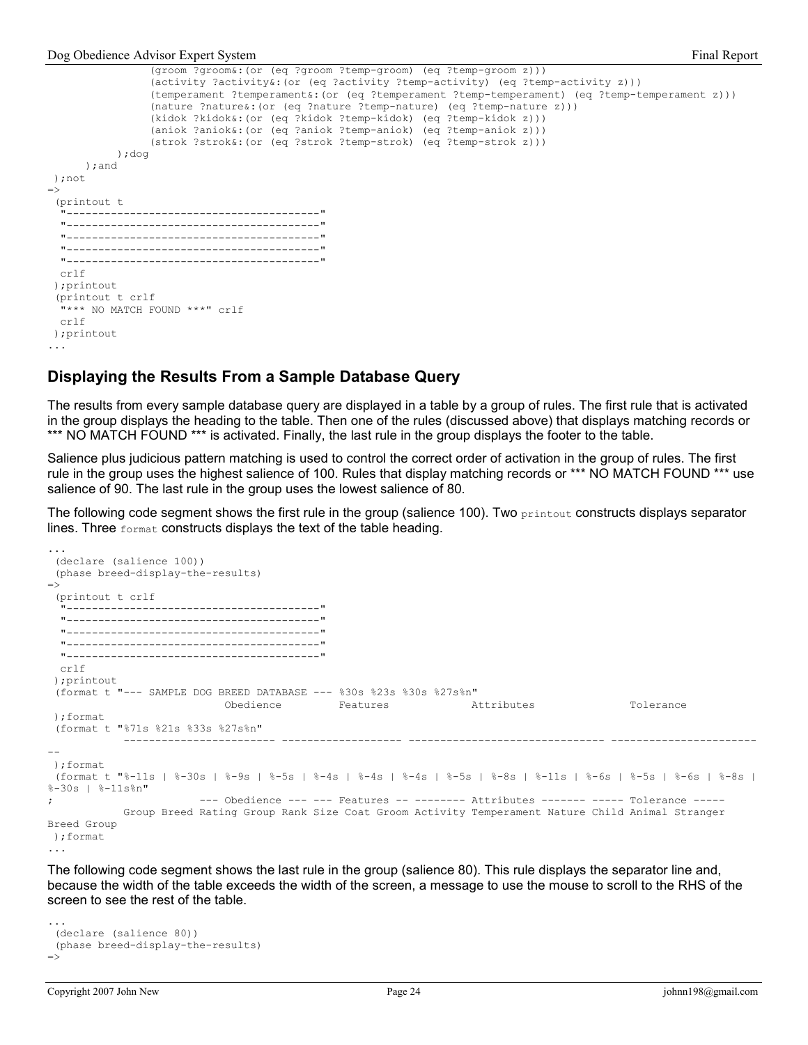```
                (groom ?groom&:(or (eq ?groom ?temp-groom) (eq ?temp-groom z)))
                (activity ?activity&:(or (eq ?activity ?temp-activity) (eq ?temp-activity z)))
                (temperament ?temperament&:(or (eq ?temperament ?temp-temperament) (eq ?temp-temperament z)))
                (nature ?nature&:(or (eq ?nature ?temp-nature) (eq ?temp-nature z)))
                (kidok ?kidok&:(or (eq ?kidok ?temp-kidok) (eq ?temp-kidok z)))
                (aniok ?aniok&:(or (eq ?aniok ?temp-aniok) (eq ?temp-aniok z)))
                (strok ?strok&:(or (eq ?strok ?temp-strok) (eq ?temp-strok z)))
            );dog
        );and
 );not
=>
 (printout t
  "----------------------------------------"
  "----------------------------------------"
  "----------------------------------------"
  "----------------------------------------"
  "----------------------------------------"
  crlf
 );printout
 (printout t crlf
  "*** NO MATCH FOUND ***" crlf
  crlf
 );printout
...
```

## Displaying the Results From a Sample Database Query

The results from every sample database query are displayed in a table by a group of rules. The first rule that is activated in the group displays the heading to the table. Then one of the rules (discussed above) that displays matching records or *** NO MATCH FOUND *** is activated. Finally, the last rule in the group displays the footer to the table.

Salience plus judicious pattern matching is used to control the correct order of activation in the group of rules. The first rule in the group uses the highest salience of 100. Rules that display matching records or *** NO MATCH FOUND *** use salience of 90. The last rule in the group uses the lowest salience of 80.

The following code segment shows the first rule in the group (salience 100). Two `printout` constructs displays separator lines. Three `format` constructs displays the text of the table heading.

```
...
 (declare (salience 100))
 (phase breed-display-the-results)
=>
 (printout t crlf
  "----------------------------------------"
  "----------------------------------------"
  "----------------------------------------"
  "----------------------------------------"
  "----------------------------------------"
  crlf
 );printout
 (format t "--- SAMPLE DOG BREED DATABASE --- %30s %23s %30s %27s%n"
                              Obedience          Features             Attributes                Tolerance
 );format
 (format t "%71s %21s %33s %27s%n"
            ------------------------ ------------------- ------------------------------- -----------------------
--
 );format
 (format t "%-11s | %-30s | %-9s | %-5s | %-4s | %-4s | %-4s | %-5s | %-8s | %-11s | %-6s | %-5s | %-6s | %-8s |
%-30s | %-11s%n"
;                         --- Obedience --- --- Features -- -------- Attributes ------- ----- Tolerance -----
            Group Breed Rating Group Rank Size Coat Groom Activity Temperament Nature Child Animal Stranger
Breed Group
 );format
...
```

The following code segment shows the last rule in the group (salience 80). This rule displays the separator line and, because the width of the table exceeds the width of the screen, a message to use the mouse to scroll to the RHS of the screen to see the rest of the table.

```
...
 (declare (salience 80))
 (phase breed-display-the-results)
=>
```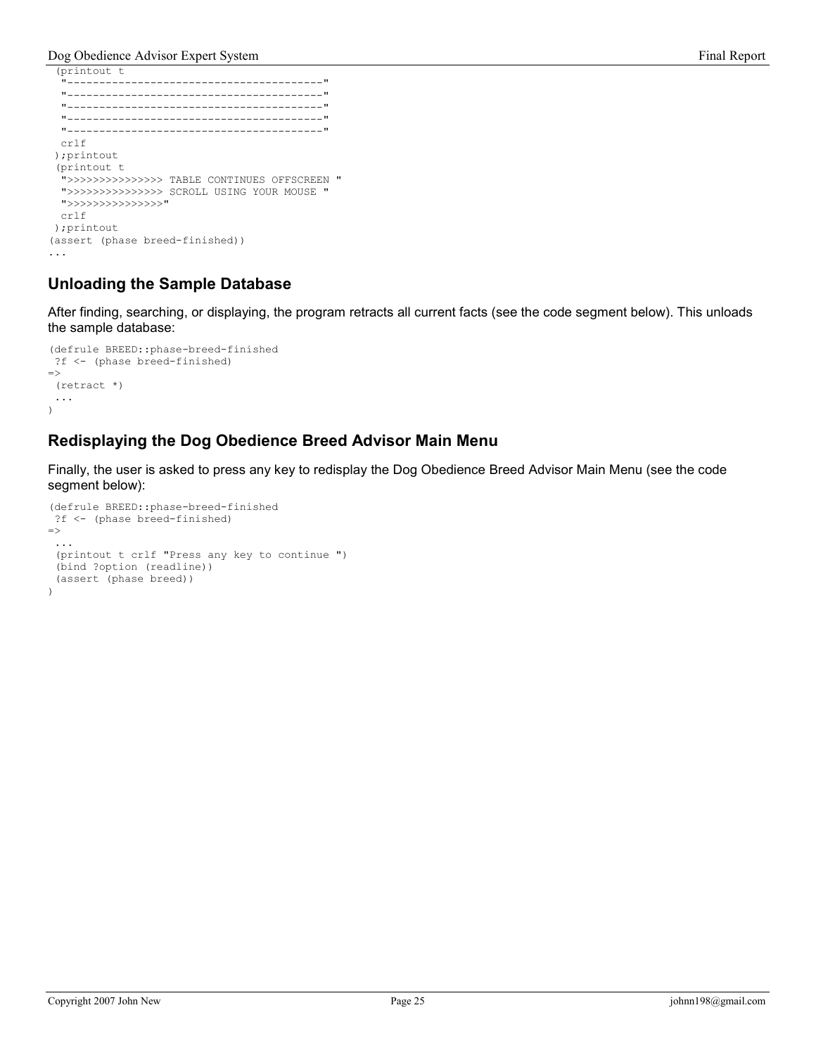```
 (printout t
  "----------------------------------------"
  "----------------------------------------"
  "----------------------------------------"
  "----------------------------------------"
  "----------------------------------------"
  crlf
 );printout
 (printout t
  ">>>>>>>>>>>>>>> TABLE CONTINUES OFFSCREEN "
  ">>>>>>>>>>>>>>> SCROLL USING YOUR MOUSE "
  ">>>>>>>>>>>>>>>"
  crlf
 );printout
(assert (phase breed-finished))
...
```

## Unloading the Sample Database

After finding, searching, or displaying, the program retracts all current facts (see the code segment below). This unloads the sample database:

```
(defrule BREED::phase-breed-finished
 ?f <- (phase breed-finished)
=>
 (retract *)
 ...
)
```

## Redisplaying the Dog Obedience Breed Advisor Main Menu

Finally, the user is asked to press any key to redisplay the Dog Obedience Breed Advisor Main Menu (see the code segment below):

```
(defrule BREED::phase-breed-finished
 ?f <- (phase breed-finished)
=>
 ...
 (printout t crlf "Press any key to continue ")
 (bind ?option (readline))
 (assert (phase breed))
)
```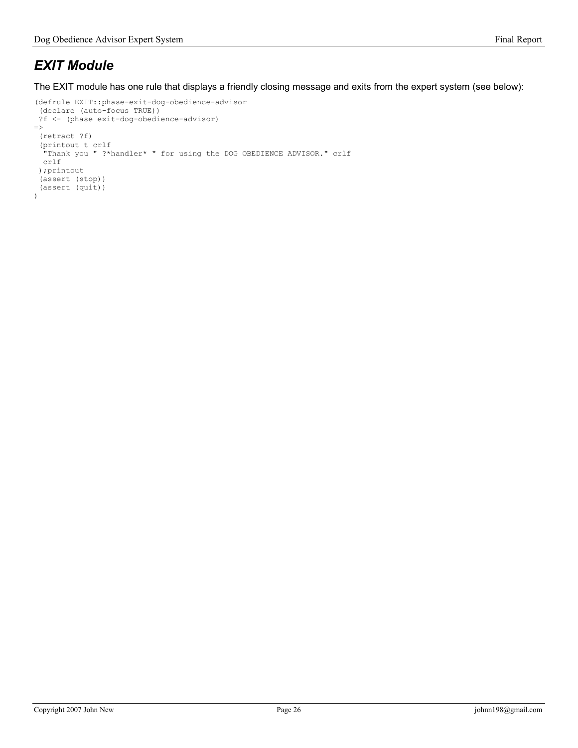## *EXIT Module*

The EXIT module has one rule that displays a friendly closing message and exits from the expert system (see below):

```
(defrule EXIT::phase-exit-dog-obedience-advisor
 (declare (auto-focus TRUE))
 ?f <- (phase exit-dog-obedience-advisor)
=>
 (retract ?f)
 (printout t crlf
  "Thank you " ?*handler* " for using the DOG OBEDIENCE ADVISOR." crlf
  crlf
 );printout
 (assert (stop))
 (assert (quit))
)
```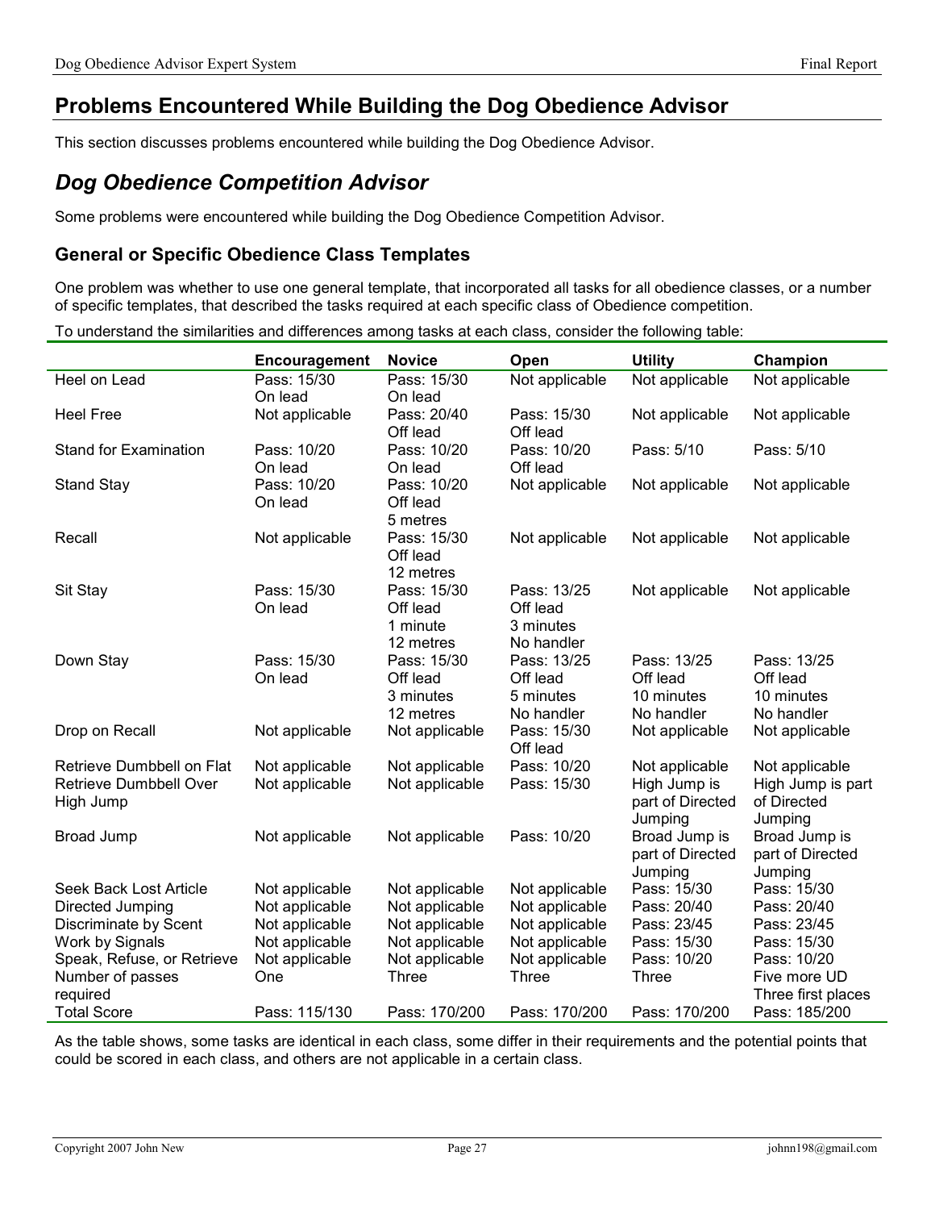## Problems Encountered While Building the Dog Obedience Advisor

This section discusses problems encountered while building the Dog Obedience Advisor.

## *Dog Obedience Competition Advisor*

Some problems were encountered while building the Dog Obedience Competition Advisor.

### General or Specific Obedience Class Templates

One problem was whether to use one general template, that incorporated all tasks for all obedience classes, or a number of specific templates, that described the tasks required at each specific class of Obedience competition.

To understand the similarities and differences among tasks at each class, consider the following table:

| | **Encouragement** | **Novice** | **Open** | **Utility** | **Champion** |
|---|---|---|---|---|---|
| Heel on Lead | Pass: 15/30 On lead | Pass: 15/30 On lead | Not applicable | Not applicable | Not applicable |
| Heel Free | Not applicable | Pass: 20/40 Off lead | Pass: 15/30 Off lead | Not applicable | Not applicable |
| Stand for Examination | Pass: 10/20 On lead | Pass: 10/20 On lead | Pass: 10/20 Off lead | Pass: 5/10 | Pass: 5/10 |
| Stand Stay | Pass: 10/20 On lead | Pass: 10/20 Off lead 5 metres | Not applicable | Not applicable | Not applicable |
| Recall | Not applicable | Pass: 15/30 Off lead 12 metres | Not applicable | Not applicable | Not applicable |
| Sit Stay | Pass: 15/30 On lead | Pass: 15/30 Off lead 1 minute 12 metres | Pass: 13/25 Off lead 3 minutes No handler | Not applicable | Not applicable |
| Down Stay | Pass: 15/30 On lead | Pass: 15/30 Off lead 3 minutes 12 metres | Pass: 13/25 Off lead 5 minutes No handler | Pass: 13/25 Off lead 10 minutes No handler | Pass: 13/25 Off lead 10 minutes No handler |
| Drop on Recall | Not applicable | Not applicable | Pass: 15/30 Off lead | Not applicable | Not applicable |
| Retrieve Dumbbell on Flat | Not applicable | Not applicable | Pass: 10/20 | Not applicable | Not applicable |
| Retrieve Dumbbell Over High Jump | Not applicable | Not applicable | Pass: 15/30 | High Jump is part of Directed Jumping | High Jump is part of Directed Jumping |
| Broad Jump | Not applicable | Not applicable | Pass: 10/20 | Broad Jump is part of Directed Jumping | Broad Jump is part of Directed Jumping |
| Seek Back Lost Article | Not applicable | Not applicable | Not applicable | Pass: 15/30 | Pass: 15/30 |
| Directed Jumping | Not applicable | Not applicable | Not applicable | Pass: 20/40 | Pass: 20/40 |
| Discriminate by Scent | Not applicable | Not applicable | Not applicable | Pass: 23/45 | Pass: 23/45 |
| Work by Signals | Not applicable | Not applicable | Not applicable | Pass: 15/30 | Pass: 15/30 |
| Speak, Refuse, or Retrieve | Not applicable | Not applicable | Not applicable | Pass: 10/20 | Pass: 10/20 |
| Number of passes required | One | Three | Three | Three | Five more UD Three first places |
| Total Score | Pass: 115/130 | Pass: 170/200 | Pass: 170/200 | Pass: 170/200 | Pass: 185/200 |

As the table shows, some tasks are identical in each class, some differ in their requirements and the potential points that could be scored in each class, and others are not applicable in a certain class.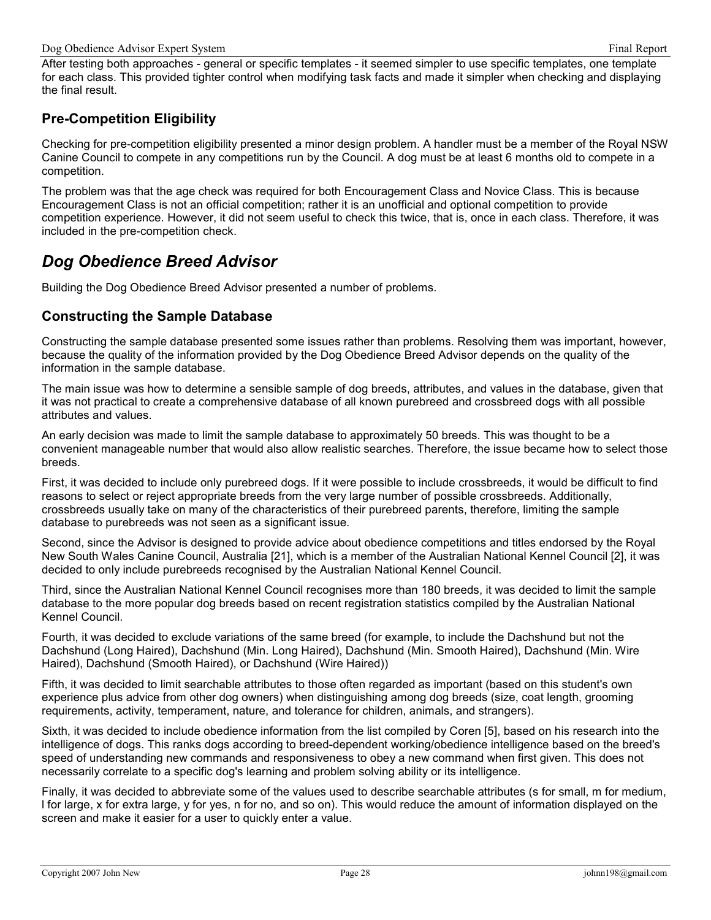After testing both approaches - general or specific templates - it seemed simpler to use specific templates, one template for each class. This provided tighter control when modifying task facts and made it simpler when checking and displaying the final result.

### Pre-Competition Eligibility

Checking for pre-competition eligibility presented a minor design problem. A handler must be a member of the Royal NSW Canine Council to compete in any competitions run by the Council. A dog must be at least 6 months old to compete in a competition.

The problem was that the age check was required for both Encouragement Class and Novice Class. This is because Encouragement Class is not an official competition; rather it is an unofficial and optional competition to provide competition experience. However, it did not seem useful to check this twice, that is, once in each class. Therefore, it was included in the pre-competition check.

## *Dog Obedience Breed Advisor*

Building the Dog Obedience Breed Advisor presented a number of problems.

### Constructing the Sample Database

Constructing the sample database presented some issues rather than problems. Resolving them was important, however, because the quality of the information provided by the Dog Obedience Breed Advisor depends on the quality of the information in the sample database.

The main issue was how to determine a sensible sample of dog breeds, attributes, and values in the database, given that it was not practical to create a comprehensive database of all known purebreed and crossbreed dogs with all possible attributes and values.

An early decision was made to limit the sample database to approximately 50 breeds. This was thought to be a convenient manageable number that would also allow realistic searches. Therefore, the issue became how to select those breeds.

First, it was decided to include only purebreed dogs. If it were possible to include crossbreeds, it would be difficult to find reasons to select or reject appropriate breeds from the very large number of possible crossbreeds. Additionally, crossbreeds usually take on many of the characteristics of their purebreed parents, therefore, limiting the sample database to purebreeds was not seen as a significant issue.

Second, since the Advisor is designed to provide advice about obedience competitions and titles endorsed by the Royal New South Wales Canine Council, Australia [21], which is a member of the Australian National Kennel Council [2], it was decided to only include purebreeds recognised by the Australian National Kennel Council.

Third, since the Australian National Kennel Council recognises more than 180 breeds, it was decided to limit the sample database to the more popular dog breeds based on recent registration statistics compiled by the Australian National Kennel Council.

Fourth, it was decided to exclude variations of the same breed (for example, to include the Dachshund but not the Dachshund (Long Haired), Dachshund (Min. Long Haired), Dachshund (Min. Smooth Haired), Dachshund (Min. Wire Haired), Dachshund (Smooth Haired), or Dachshund (Wire Haired))

Fifth, it was decided to limit searchable attributes to those often regarded as important (based on this student's own experience plus advice from other dog owners) when distinguishing among dog breeds (size, coat length, grooming requirements, activity, temperament, nature, and tolerance for children, animals, and strangers).

Sixth, it was decided to include obedience information from the list compiled by Coren [5], based on his research into the intelligence of dogs. This ranks dogs according to breed-dependent working/obedience intelligence based on the breed's speed of understanding new commands and responsiveness to obey a new command when first given. This does not necessarily correlate to a specific dog's learning and problem solving ability or its intelligence.

Finally, it was decided to abbreviate some of the values used to describe searchable attributes (s for small, m for medium, l for large, x for extra large, y for yes, n for no, and so on). This would reduce the amount of information displayed on the screen and make it easier for a user to quickly enter a value.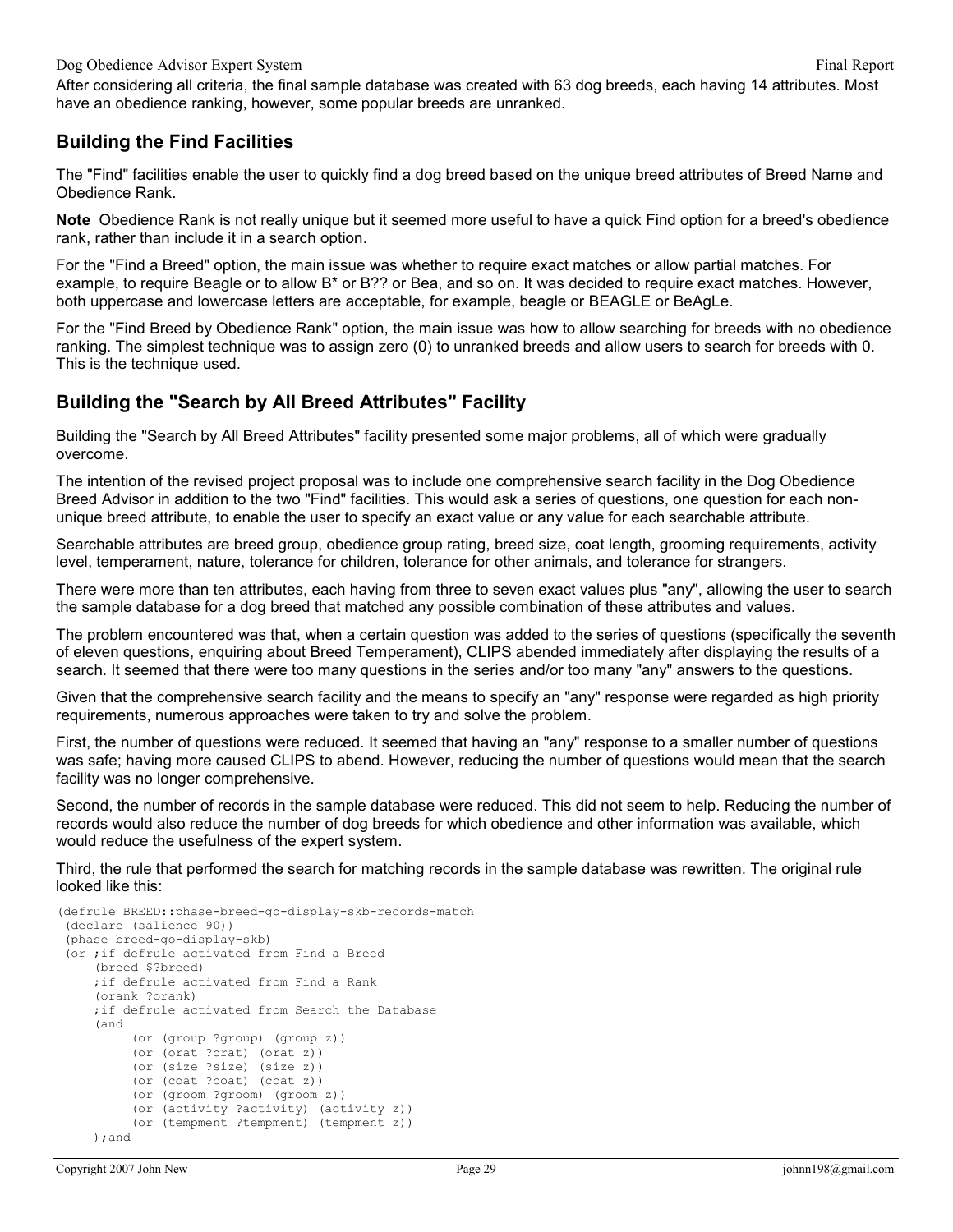After considering all criteria, the final sample database was created with 63 dog breeds, each having 14 attributes. Most have an obedience ranking, however, some popular breeds are unranked.

## Building the Find Facilities

The "Find" facilities enable the user to quickly find a dog breed based on the unique breed attributes of Breed Name and Obedience Rank.

**Note** Obedience Rank is not really unique but it seemed more useful to have a quick Find option for a breed's obedience rank, rather than include it in a search option.

For the "Find a Breed" option, the main issue was whether to require exact matches or allow partial matches. For example, to require Beagle or to allow B* or B?? or Bea, and so on. It was decided to require exact matches. However, both uppercase and lowercase letters are acceptable, for example, beagle or BEAGLE or BeAgLe.

For the "Find Breed by Obedience Rank" option, the main issue was how to allow searching for breeds with no obedience ranking. The simplest technique was to assign zero (0) to unranked breeds and allow users to search for breeds with 0. This is the technique used.

## Building the "Search by All Breed Attributes" Facility

Building the "Search by All Breed Attributes" facility presented some major problems, all of which were gradually overcome.

The intention of the revised project proposal was to include one comprehensive search facility in the Dog Obedience Breed Advisor in addition to the two "Find" facilities. This would ask a series of questions, one question for each non-unique breed attribute, to enable the user to specify an exact value or any value for each searchable attribute.

Searchable attributes are breed group, obedience group rating, breed size, coat length, grooming requirements, activity level, temperament, nature, tolerance for children, tolerance for other animals, and tolerance for strangers.

There were more than ten attributes, each having from three to seven exact values plus "any", allowing the user to search the sample database for a dog breed that matched any possible combination of these attributes and values.

The problem encountered was that, when a certain question was added to the series of questions (specifically the seventh of eleven questions, enquiring about Breed Temperament), CLIPS abended immediately after displaying the results of a search. It seemed that there were too many questions in the series and/or too many "any" answers to the questions.

Given that the comprehensive search facility and the means to specify an "any" response were regarded as high priority requirements, numerous approaches were taken to try and solve the problem.

First, the number of questions were reduced. It seemed that having an "any" response to a smaller number of questions was safe; having more caused CLIPS to abend. However, reducing the number of questions would mean that the search facility was no longer comprehensive.

Second, the number of records in the sample database were reduced. This did not seem to help. Reducing the number of records would also reduce the number of dog breeds for which obedience and other information was available, which would reduce the usefulness of the expert system.

Third, the rule that performed the search for matching records in the sample database was rewritten. The original rule looked like this:

```
(defrule BREED::phase-breed-go-display-skb-records-match
 (declare (salience 90))
 (phase breed-go-display-skb)
 (or ;if defrule activated from Find a Breed
     (breed $?breed)
     ;if defrule activated from Find a Rank
     (orank ?orank)
     ;if defrule activated from Search the Database
     (and
          (or (group ?group) (group z))
          (or (orat ?orat) (orat z))
          (or (size ?size) (size z))
          (or (coat ?coat) (coat z))
          (or (groom ?groom) (groom z))
          (or (activity ?activity) (activity z))
          (or (tempment ?tempment) (tempment z))
     );and
```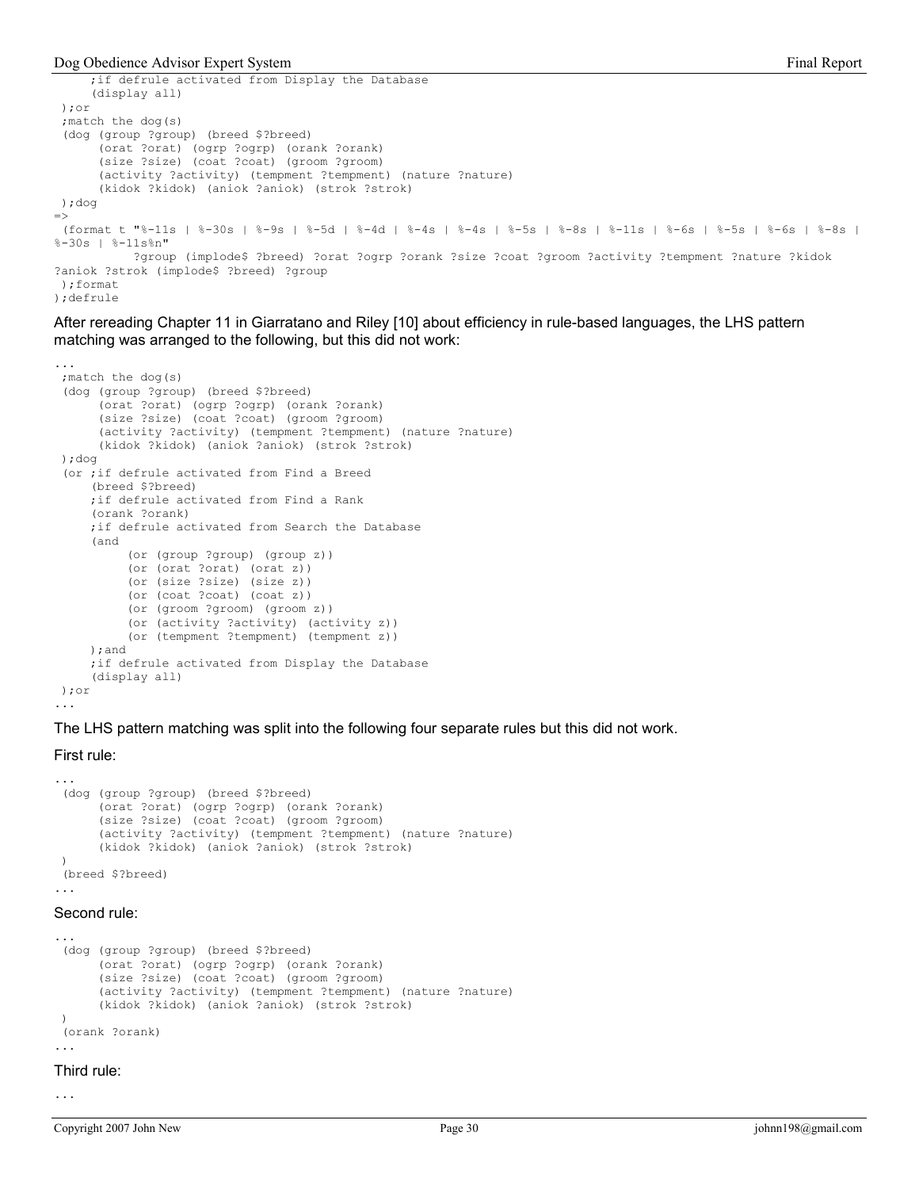```
    ;if defrule activated from Display the Database
    (display all)
);or
;match the dog(s)
(dog (group ?group) (breed $?breed)
     (orat ?orat) (ogrp ?ogrp) (orank ?orank)
     (size ?size) (coat ?coat) (groom ?groom)
     (activity ?activity) (tempment ?tempment) (nature ?nature)
     (kidok ?kidok) (aniok ?aniok) (strok ?strok)
);dog
=>
(format t "%-11s | %-30s | %-9s | %-5d | %-4d | %-4s | %-4s | %-5s | %-8s | %-11s | %-6s | %-5s | %-6s | %-8s |
%-30s | %-11s%n"
         ?group (implode$ ?breed) ?orat ?ogrp ?orank ?size ?coat ?groom ?activity ?tempment ?nature ?kidok
?aniok ?strok (implode$ ?breed) ?group
);format
);defrule
```

After rereading Chapter 11 in Giarratano and Riley [10] about efficiency in rule-based languages, the LHS pattern matching was arranged to the following, but this did not work:

```
...
;match the dog(s)
(dog (group ?group) (breed $?breed)
     (orat ?orat) (ogrp ?ogrp) (orank ?orank)
     (size ?size) (coat ?coat) (groom ?groom)
     (activity ?activity) (tempment ?tempment) (nature ?nature)
     (kidok ?kidok) (aniok ?aniok) (strok ?strok)
);dog
(or ;if defrule activated from Find a Breed
    (breed $?breed)
    ;if defrule activated from Find a Rank
    (orank ?orank)
    ;if defrule activated from Search the Database
    (and
         (or (group ?group) (group z))
         (or (orat ?orat) (orat z))
         (or (size ?size) (size z))
         (or (coat ?coat) (coat z))
         (or (groom ?groom) (groom z))
         (or (activity ?activity) (activity z))
         (or (tempment ?tempment) (tempment z))
    );and
    ;if defrule activated from Display the Database
    (display all)
);or
...
```

The LHS pattern matching was split into the following four separate rules but this did not work.

First rule:

```
...
(dog (group ?group) (breed $?breed)
     (orat ?orat) (ogrp ?ogrp) (orank ?orank)
     (size ?size) (coat ?coat) (groom ?groom)
     (activity ?activity) (tempment ?tempment) (nature ?nature)
     (kidok ?kidok) (aniok ?aniok) (strok ?strok)
)
(breed $?breed)
...
```

Second rule:

```
...
(dog (group ?group) (breed $?breed)
     (orat ?orat) (ogrp ?ogrp) (orank ?orank)
     (size ?size) (coat ?coat) (groom ?groom)
     (activity ?activity) (tempment ?tempment) (nature ?nature)
     (kidok ?kidok) (aniok ?aniok) (strok ?strok)
)
(orank ?orank)
...
```

Third rule:

```
...
```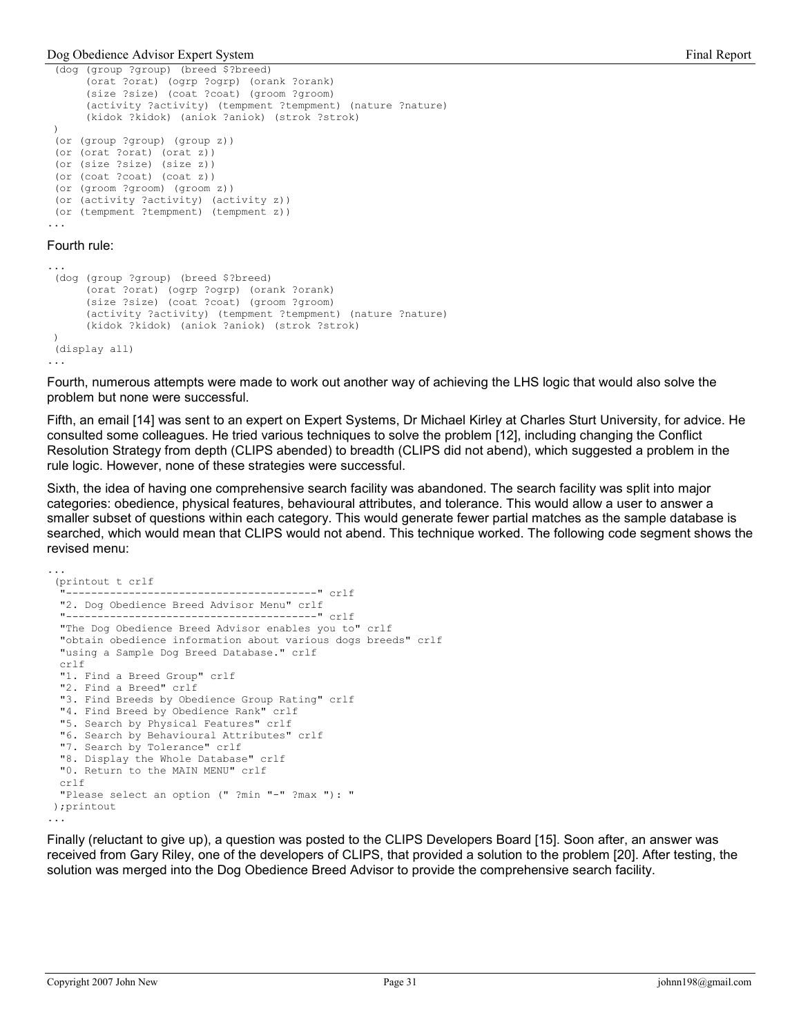```
 (dog (group ?group) (breed $?breed)
      (orat ?orat) (ogrp ?ogrp) (orank ?orank)
      (size ?size) (coat ?coat) (groom ?groom)
      (activity ?activity) (tempment ?tempment) (nature ?nature)
      (kidok ?kidok) (aniok ?aniok) (strok ?strok)
 )
 (or (group ?group) (group z))
 (or (orat ?orat) (orat z))
 (or (size ?size) (size z))
 (or (coat ?coat) (coat z))
 (or (groom ?groom) (groom z))
 (or (activity ?activity) (activity z))
 (or (tempment ?tempment) (tempment z))
...
```

Fourth rule:

```
...
 (dog (group ?group) (breed $?breed)
      (orat ?orat) (ogrp ?ogrp) (orank ?orank)
      (size ?size) (coat ?coat) (groom ?groom)
      (activity ?activity) (tempment ?tempment) (nature ?nature)
      (kidok ?kidok) (aniok ?aniok) (strok ?strok)
 )
 (display all)
...
```

Fourth, numerous attempts were made to work out another way of achieving the LHS logic that would also solve the problem but none were successful.

Fifth, an email [14] was sent to an expert on Expert Systems, Dr Michael Kirley at Charles Sturt University, for advice. He consulted some colleagues. He tried various techniques to solve the problem [12], including changing the Conflict Resolution Strategy from depth (CLIPS abended) to breadth (CLIPS did not abend), which suggested a problem in the rule logic. However, none of these strategies were successful.

Sixth, the idea of having one comprehensive search facility was abandoned. The search facility was split into major categories: obedience, physical features, behavioural attributes, and tolerance. This would allow a user to answer a smaller subset of questions within each category. This would generate fewer partial matches as the sample database is searched, which would mean that CLIPS would not abend. This technique worked. The following code segment shows the revised menu:

```
...
 (printout t crlf
  "----------------------------------------" crlf
  "2. Dog Obedience Breed Advisor Menu" crlf
  "----------------------------------------" crlf
  "The Dog Obedience Breed Advisor enables you to" crlf
  "obtain obedience information about various dogs breeds" crlf
  "using a Sample Dog Breed Database." crlf
  crlf
  "1. Find a Breed Group" crlf
  "2. Find a Breed" crlf
  "3. Find Breeds by Obedience Group Rating" crlf
  "4. Find Breed by Obedience Rank" crlf
  "5. Search by Physical Features" crlf
  "6. Search by Behavioural Attributes" crlf
  "7. Search by Tolerance" crlf
  "8. Display the Whole Database" crlf
  "0. Return to the MAIN MENU" crlf
  crlf
  "Please select an option (" ?min "-" ?max "): "
 );printout
...
```

Finally (reluctant to give up), a question was posted to the CLIPS Developers Board [15]. Soon after, an answer was received from Gary Riley, one of the developers of CLIPS, that provided a solution to the problem [20]. After testing, the solution was merged into the Dog Obedience Breed Advisor to provide the comprehensive search facility.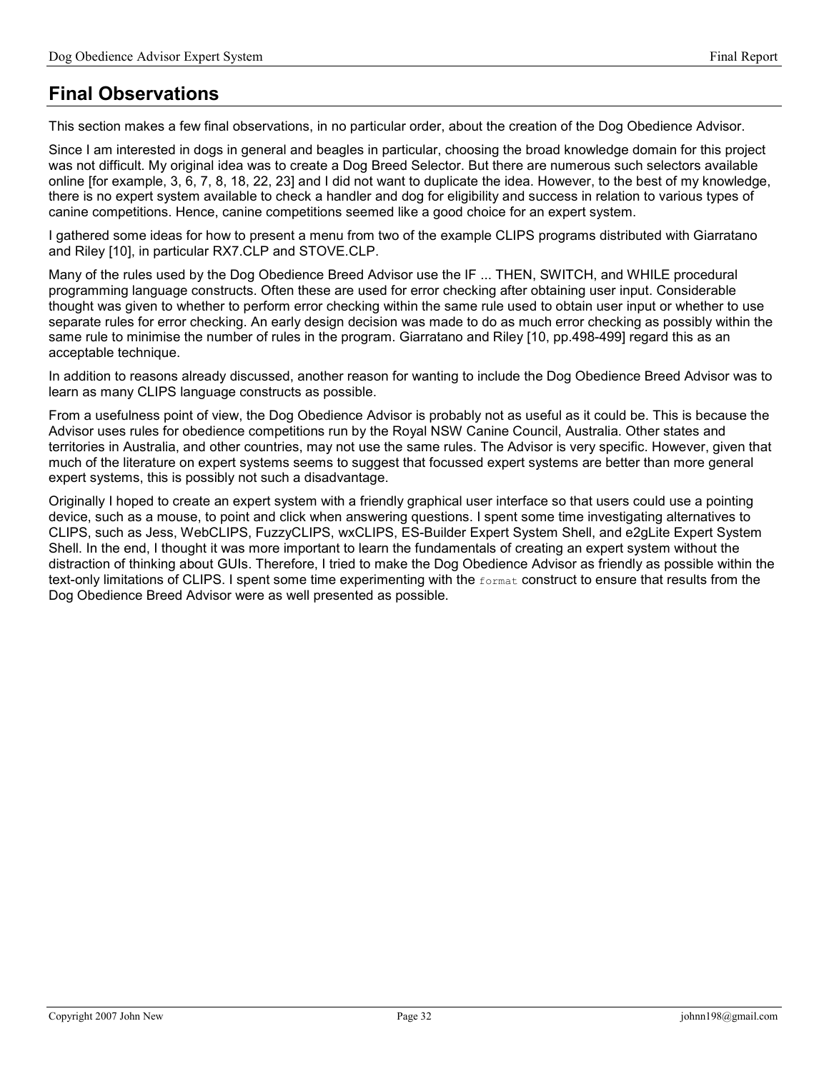# Final Observations

This section makes a few final observations, in no particular order, about the creation of the Dog Obedience Advisor.

Since I am interested in dogs in general and beagles in particular, choosing the broad knowledge domain for this project was not difficult. My original idea was to create a Dog Breed Selector. But there are numerous such selectors available online [for example, 3, 6, 7, 8, 18, 22, 23] and I did not want to duplicate the idea. However, to the best of my knowledge, there is no expert system available to check a handler and dog for eligibility and success in relation to various types of canine competitions. Hence, canine competitions seemed like a good choice for an expert system.

I gathered some ideas for how to present a menu from two of the example CLIPS programs distributed with Giarratano and Riley [10], in particular RX7.CLP and STOVE.CLP.

Many of the rules used by the Dog Obedience Breed Advisor use the IF ... THEN, SWITCH, and WHILE procedural programming language constructs. Often these are used for error checking after obtaining user input. Considerable thought was given to whether to perform error checking within the same rule used to obtain user input or whether to use separate rules for error checking. An early design decision was made to do as much error checking as possibly within the same rule to minimise the number of rules in the program. Giarratano and Riley [10, pp.498-499] regard this as an acceptable technique.

In addition to reasons already discussed, another reason for wanting to include the Dog Obedience Breed Advisor was to learn as many CLIPS language constructs as possible.

From a usefulness point of view, the Dog Obedience Advisor is probably not as useful as it could be. This is because the Advisor uses rules for obedience competitions run by the Royal NSW Canine Council, Australia. Other states and territories in Australia, and other countries, may not use the same rules. The Advisor is very specific. However, given that much of the literature on expert systems seems to suggest that focussed expert systems are better than more general expert systems, this is possibly not such a disadvantage.

Originally I hoped to create an expert system with a friendly graphical user interface so that users could use a pointing device, such as a mouse, to point and click when answering questions. I spent some time investigating alternatives to CLIPS, such as Jess, WebCLIPS, FuzzyCLIPS, wxCLIPS, ES-Builder Expert System Shell, and e2gLite Expert System Shell. In the end, I thought it was more important to learn the fundamentals of creating an expert system without the distraction of thinking about GUIs. Therefore, I tried to make the Dog Obedience Advisor as friendly as possible within the text-only limitations of CLIPS. I spent some time experimenting with the `format` construct to ensure that results from the Dog Obedience Breed Advisor were as well presented as possible.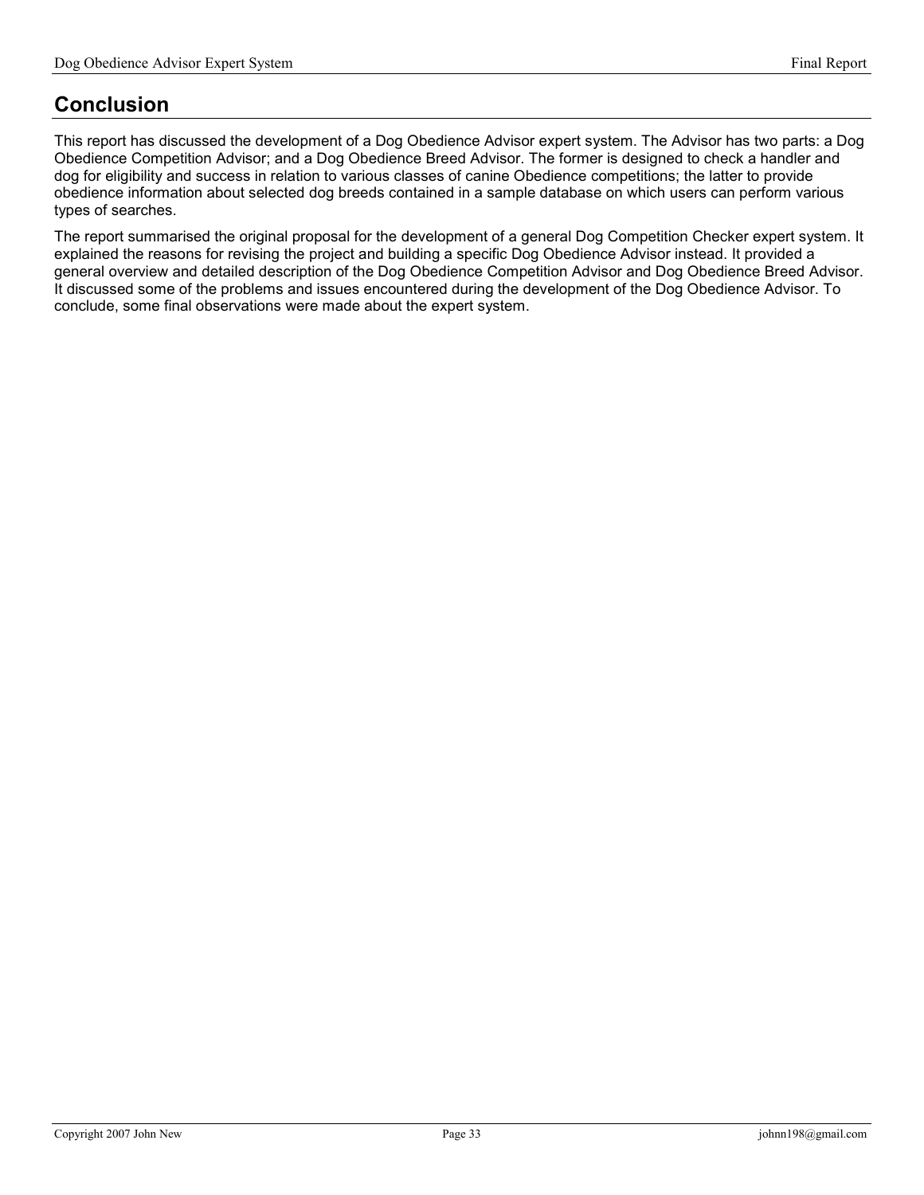# Conclusion

This report has discussed the development of a Dog Obedience Advisor expert system. The Advisor has two parts: a Dog Obedience Competition Advisor; and a Dog Obedience Breed Advisor. The former is designed to check a handler and dog for eligibility and success in relation to various classes of canine Obedience competitions; the latter to provide obedience information about selected dog breeds contained in a sample database on which users can perform various types of searches.

The report summarised the original proposal for the development of a general Dog Competition Checker expert system. It explained the reasons for revising the project and building a specific Dog Obedience Advisor instead. It provided a general overview and detailed description of the Dog Obedience Competition Advisor and Dog Obedience Breed Advisor. It discussed some of the problems and issues encountered during the development of the Dog Obedience Advisor. To conclude, some final observations were made about the expert system.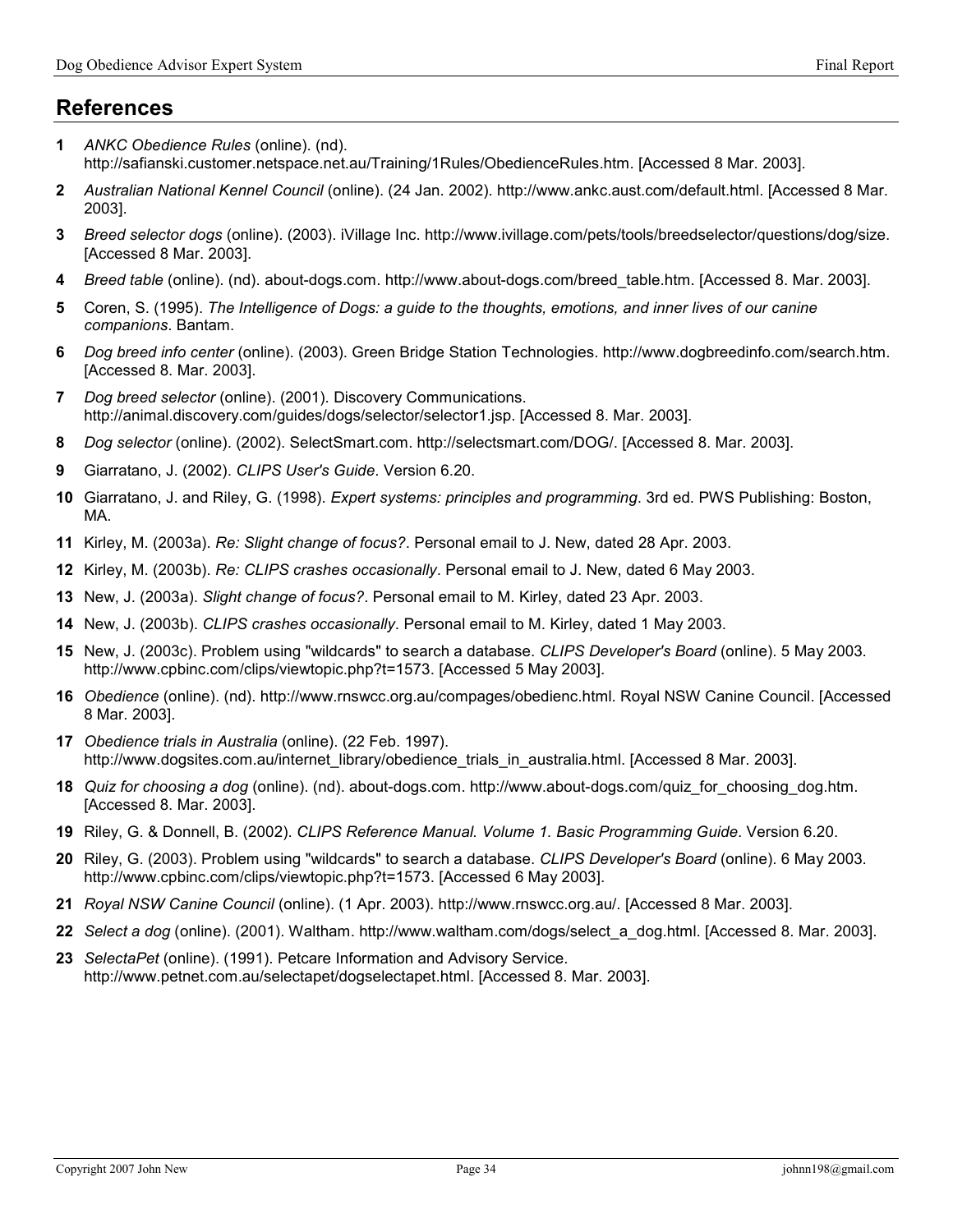## References

1. *ANKC Obedience Rules* (online). (nd). http://safianski.customer.netspace.net.au/Training/1Rules/ObedienceRules.htm. [Accessed 8 Mar. 2003].
2. *Australian National Kennel Council* (online). (24 Jan. 2002). http://www.ankc.aust.com/default.html. [Accessed 8 Mar. 2003].
3. *Breed selector dogs* (online). (2003). iVillage Inc. http://www.ivillage.com/pets/tools/breedselector/questions/dog/size. [Accessed 8 Mar. 2003].
4. *Breed table* (online). (nd). about-dogs.com. http://www.about-dogs.com/breed_table.htm. [Accessed 8. Mar. 2003].
5. Coren, S. (1995). *The Intelligence of Dogs: a guide to the thoughts, emotions, and inner lives of our canine companions*. Bantam.
6. *Dog breed info center* (online). (2003). Green Bridge Station Technologies. http://www.dogbreedinfo.com/search.htm. [Accessed 8. Mar. 2003].
7. *Dog breed selector* (online). (2001). Discovery Communications. http://animal.discovery.com/guides/dogs/selector/selector1.jsp. [Accessed 8. Mar. 2003].
8. *Dog selector* (online). (2002). SelectSmart.com. http://selectsmart.com/DOG/. [Accessed 8. Mar. 2003].
9. Giarratano, J. (2002). *CLIPS User's Guide*. Version 6.20.
10. Giarratano, J. and Riley, G. (1998). *Expert systems: principles and programming*. 3rd ed. PWS Publishing: Boston, MA.
11. Kirley, M. (2003a). *Re: Slight change of focus?*. Personal email to J. New, dated 28 Apr. 2003.
12. Kirley, M. (2003b). *Re: CLIPS crashes occasionally*. Personal email to J. New, dated 6 May 2003.
13. New, J. (2003a). *Slight change of focus?*. Personal email to M. Kirley, dated 23 Apr. 2003.
14. New, J. (2003b). *CLIPS crashes occasionally*. Personal email to M. Kirley, dated 1 May 2003.
15. New, J. (2003c). Problem using "wildcards" to search a database. *CLIPS Developer's Board* (online). 5 May 2003. http://www.cpbinc.com/clips/viewtopic.php?t=1573. [Accessed 5 May 2003].
16. *Obedience* (online). (nd). http://www.rnswcc.org.au/compages/obedienc.html. Royal NSW Canine Council. [Accessed 8 Mar. 2003].
17. *Obedience trials in Australia* (online). (22 Feb. 1997). http://www.dogsites.com.au/internet_library/obedience_trials_in_australia.html. [Accessed 8 Mar. 2003].
18. *Quiz for choosing a dog* (online). (nd). about-dogs.com. http://www.about-dogs.com/quiz_for_choosing_dog.htm. [Accessed 8. Mar. 2003].
19. Riley, G. & Donnell, B. (2002). *CLIPS Reference Manual. Volume 1. Basic Programming Guide*. Version 6.20.
20. Riley, G. (2003). Problem using "wildcards" to search a database. *CLIPS Developer's Board* (online). 6 May 2003. http://www.cpbinc.com/clips/viewtopic.php?t=1573. [Accessed 6 May 2003].
21. *Royal NSW Canine Council* (online). (1 Apr. 2003). http://www.rnswcc.org.au/. [Accessed 8 Mar. 2003].
22. *Select a dog* (online). (2001). Waltham. http://www.waltham.com/dogs/select_a_dog.html. [Accessed 8. Mar. 2003].
23. *SelectaPet* (online). (1991). Petcare Information and Advisory Service. http://www.petnet.com.au/selectapet/dogselectapet.html. [Accessed 8. Mar. 2003].